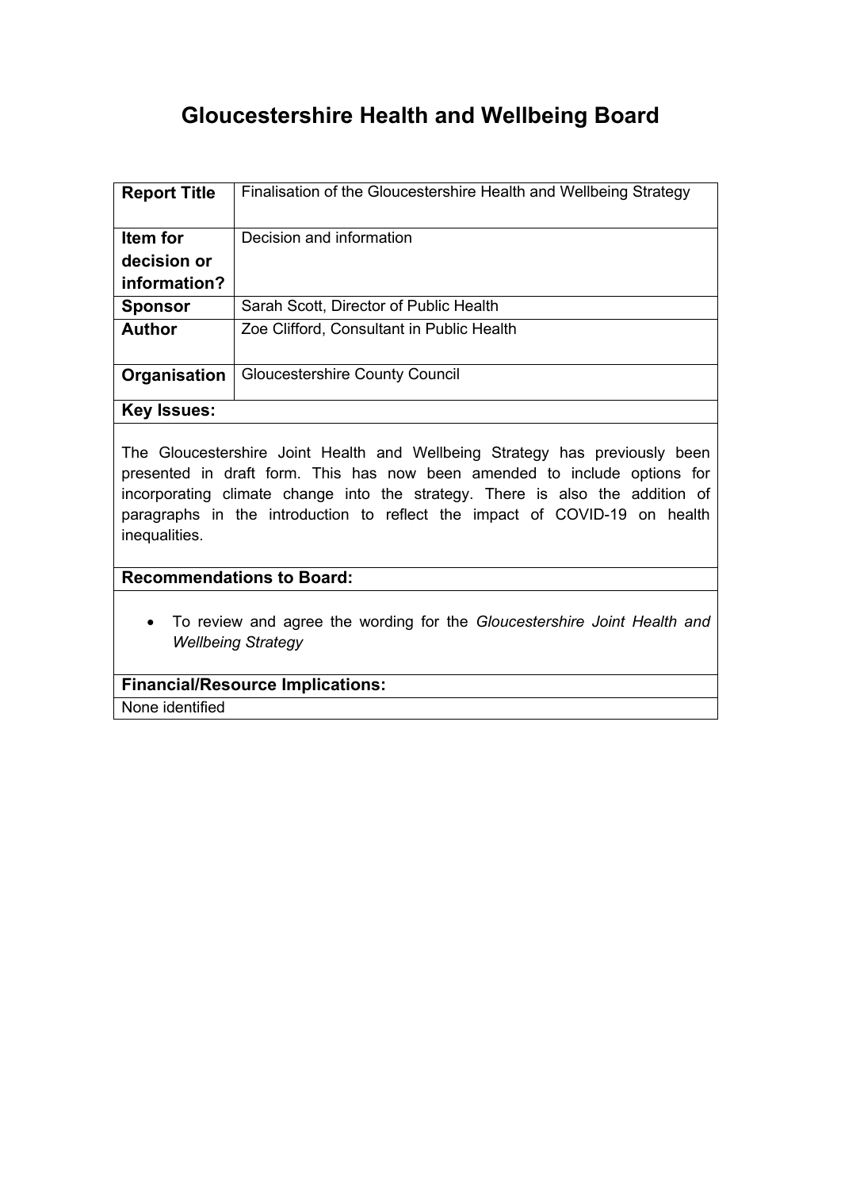# Gloucestershire Health and Wellbeing Board

| **Report Title** | Finalisation of the Gloucestershire Health and Wellbeing Strategy |
|---|---|
| **Item for decision or information?** | Decision and information |
| **Sponsor** | Sarah Scott, Director of Public Health |
| **Author** | Zoe Clifford, Consultant in Public Health |
| **Organisation** | Gloucestershire County Council |

**Key Issues:**

The Gloucestershire Joint Health and Wellbeing Strategy has previously been presented in draft form. This has now been amended to include options for incorporating climate change into the strategy. There is also the addition of paragraphs in the introduction to reflect the impact of COVID-19 on health inequalities.

**Recommendations to Board:**

- To review and agree the wording for the *Gloucestershire Joint Health and Wellbeing Strategy*

**Financial/Resource Implications:**

None identified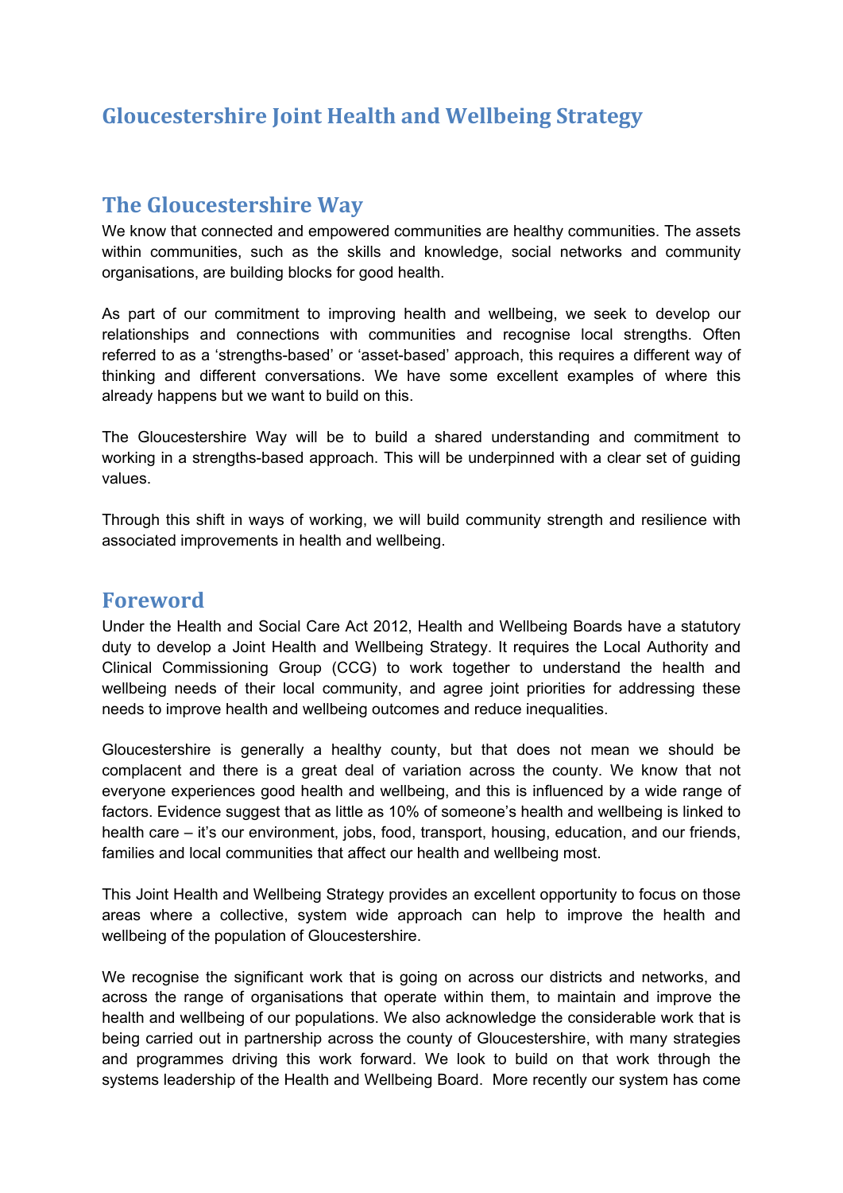# Gloucestershire Joint Health and Wellbeing Strategy

## The Gloucestershire Way

We know that connected and empowered communities are healthy communities. The assets within communities, such as the skills and knowledge, social networks and community organisations, are building blocks for good health.

As part of our commitment to improving health and wellbeing, we seek to develop our relationships and connections with communities and recognise local strengths. Often referred to as a 'strengths-based' or 'asset-based' approach, this requires a different way of thinking and different conversations. We have some excellent examples of where this already happens but we want to build on this.

The Gloucestershire Way will be to build a shared understanding and commitment to working in a strengths-based approach. This will be underpinned with a clear set of guiding values.

Through this shift in ways of working, we will build community strength and resilience with associated improvements in health and wellbeing.

## Foreword

Under the Health and Social Care Act 2012, Health and Wellbeing Boards have a statutory duty to develop a Joint Health and Wellbeing Strategy. It requires the Local Authority and Clinical Commissioning Group (CCG) to work together to understand the health and wellbeing needs of their local community, and agree joint priorities for addressing these needs to improve health and wellbeing outcomes and reduce inequalities.

Gloucestershire is generally a healthy county, but that does not mean we should be complacent and there is a great deal of variation across the county. We know that not everyone experiences good health and wellbeing, and this is influenced by a wide range of factors. Evidence suggest that as little as 10% of someone's health and wellbeing is linked to health care – it's our environment, jobs, food, transport, housing, education, and our friends, families and local communities that affect our health and wellbeing most.

This Joint Health and Wellbeing Strategy provides an excellent opportunity to focus on those areas where a collective, system wide approach can help to improve the health and wellbeing of the population of Gloucestershire.

We recognise the significant work that is going on across our districts and networks, and across the range of organisations that operate within them, to maintain and improve the health and wellbeing of our populations. We also acknowledge the considerable work that is being carried out in partnership across the county of Gloucestershire, with many strategies and programmes driving this work forward. We look to build on that work through the systems leadership of the Health and Wellbeing Board. More recently our system has come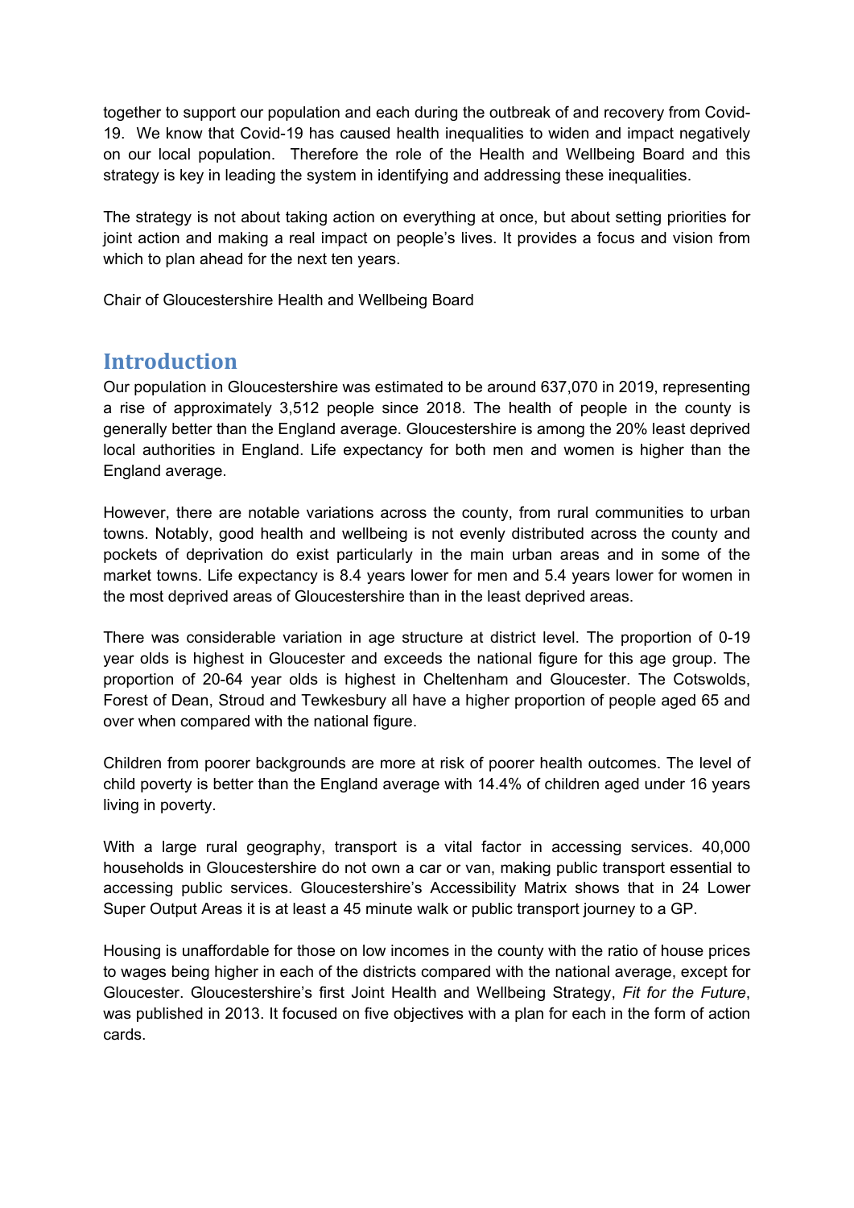together to support our population and each during the outbreak of and recovery from Covid-19. We know that Covid-19 has caused health inequalities to widen and impact negatively on our local population. Therefore the role of the Health and Wellbeing Board and this strategy is key in leading the system in identifying and addressing these inequalities.

The strategy is not about taking action on everything at once, but about setting priorities for joint action and making a real impact on people's lives. It provides a focus and vision from which to plan ahead for the next ten years.

Chair of Gloucestershire Health and Wellbeing Board

## Introduction

Our population in Gloucestershire was estimated to be around 637,070 in 2019, representing a rise of approximately 3,512 people since 2018. The health of people in the county is generally better than the England average. Gloucestershire is among the 20% least deprived local authorities in England. Life expectancy for both men and women is higher than the England average.

However, there are notable variations across the county, from rural communities to urban towns. Notably, good health and wellbeing is not evenly distributed across the county and pockets of deprivation do exist particularly in the main urban areas and in some of the market towns. Life expectancy is 8.4 years lower for men and 5.4 years lower for women in the most deprived areas of Gloucestershire than in the least deprived areas.

There was considerable variation in age structure at district level. The proportion of 0-19 year olds is highest in Gloucester and exceeds the national figure for this age group. The proportion of 20-64 year olds is highest in Cheltenham and Gloucester. The Cotswolds, Forest of Dean, Stroud and Tewkesbury all have a higher proportion of people aged 65 and over when compared with the national figure.

Children from poorer backgrounds are more at risk of poorer health outcomes. The level of child poverty is better than the England average with 14.4% of children aged under 16 years living in poverty.

With a large rural geography, transport is a vital factor in accessing services. 40,000 households in Gloucestershire do not own a car or van, making public transport essential to accessing public services. Gloucestershire's Accessibility Matrix shows that in 24 Lower Super Output Areas it is at least a 45 minute walk or public transport journey to a GP.

Housing is unaffordable for those on low incomes in the county with the ratio of house prices to wages being higher in each of the districts compared with the national average, except for Gloucester. Gloucestershire's first Joint Health and Wellbeing Strategy, *Fit for the Future*, was published in 2013. It focused on five objectives with a plan for each in the form of action cards.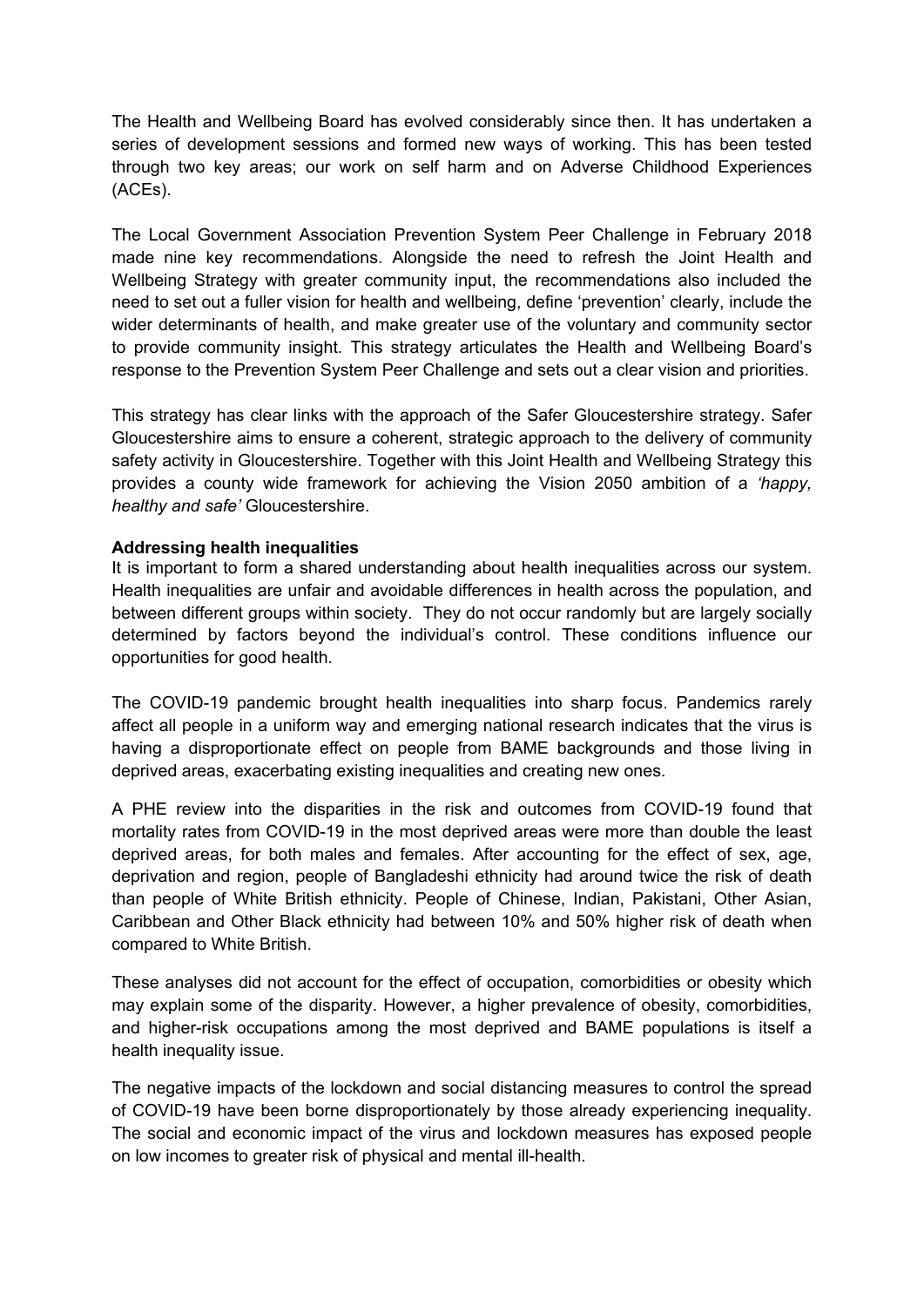The Health and Wellbeing Board has evolved considerably since then. It has undertaken a series of development sessions and formed new ways of working. This has been tested through two key areas; our work on self harm and on Adverse Childhood Experiences (ACEs).

The Local Government Association Prevention System Peer Challenge in February 2018 made nine key recommendations. Alongside the need to refresh the Joint Health and Wellbeing Strategy with greater community input, the recommendations also included the need to set out a fuller vision for health and wellbeing, define 'prevention' clearly, include the wider determinants of health, and make greater use of the voluntary and community sector to provide community insight. This strategy articulates the Health and Wellbeing Board's response to the Prevention System Peer Challenge and sets out a clear vision and priorities.

This strategy has clear links with the approach of the Safer Gloucestershire strategy. Safer Gloucestershire aims to ensure a coherent, strategic approach to the delivery of community safety activity in Gloucestershire. Together with this Joint Health and Wellbeing Strategy this provides a county wide framework for achieving the Vision 2050 ambition of a *'happy, healthy and safe'* Gloucestershire.

**Addressing health inequalities**

It is important to form a shared understanding about health inequalities across our system. Health inequalities are unfair and avoidable differences in health across the population, and between different groups within society. They do not occur randomly but are largely socially determined by factors beyond the individual's control. These conditions influence our opportunities for good health.

The COVID-19 pandemic brought health inequalities into sharp focus. Pandemics rarely affect all people in a uniform way and emerging national research indicates that the virus is having a disproportionate effect on people from BAME backgrounds and those living in deprived areas, exacerbating existing inequalities and creating new ones.

A PHE review into the disparities in the risk and outcomes from COVID-19 found that mortality rates from COVID-19 in the most deprived areas were more than double the least deprived areas, for both males and females. After accounting for the effect of sex, age, deprivation and region, people of Bangladeshi ethnicity had around twice the risk of death than people of White British ethnicity. People of Chinese, Indian, Pakistani, Other Asian, Caribbean and Other Black ethnicity had between 10% and 50% higher risk of death when compared to White British.

These analyses did not account for the effect of occupation, comorbidities or obesity which may explain some of the disparity. However, a higher prevalence of obesity, comorbidities, and higher-risk occupations among the most deprived and BAME populations is itself a health inequality issue.

The negative impacts of the lockdown and social distancing measures to control the spread of COVID-19 have been borne disproportionately by those already experiencing inequality. The social and economic impact of the virus and lockdown measures has exposed people on low incomes to greater risk of physical and mental ill-health.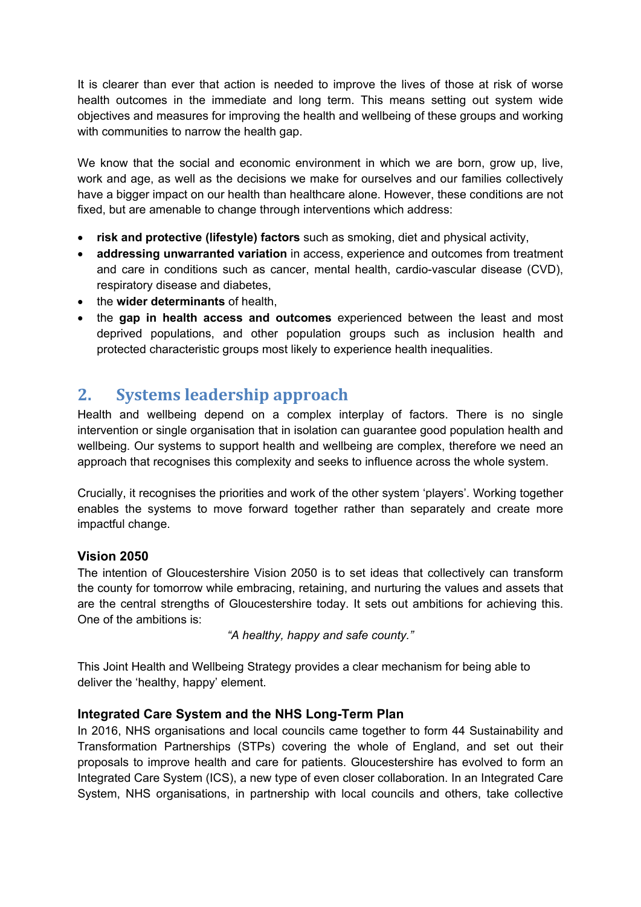It is clearer than ever that action is needed to improve the lives of those at risk of worse health outcomes in the immediate and long term. This means setting out system wide objectives and measures for improving the health and wellbeing of these groups and working with communities to narrow the health gap.

We know that the social and economic environment in which we are born, grow up, live, work and age, as well as the decisions we make for ourselves and our families collectively have a bigger impact on our health than healthcare alone. However, these conditions are not fixed, but are amenable to change through interventions which address:

- **risk and protective (lifestyle) factors** such as smoking, diet and physical activity,
- **addressing unwarranted variation** in access, experience and outcomes from treatment and care in conditions such as cancer, mental health, cardio-vascular disease (CVD), respiratory disease and diabetes,
- the **wider determinants** of health,
- the **gap in health access and outcomes** experienced between the least and most deprived populations, and other population groups such as inclusion health and protected characteristic groups most likely to experience health inequalities.

## 2. Systems leadership approach

Health and wellbeing depend on a complex interplay of factors. There is no single intervention or single organisation that in isolation can guarantee good population health and wellbeing. Our systems to support health and wellbeing are complex, therefore we need an approach that recognises this complexity and seeks to influence across the whole system.

Crucially, it recognises the priorities and work of the other system 'players'. Working together enables the systems to move forward together rather than separately and create more impactful change.

### Vision 2050

The intention of Gloucestershire Vision 2050 is to set ideas that collectively can transform the county for tomorrow while embracing, retaining, and nurturing the values and assets that are the central strengths of Gloucestershire today. It sets out ambitions for achieving this. One of the ambitions is:

*"A healthy, happy and safe county."*

This Joint Health and Wellbeing Strategy provides a clear mechanism for being able to deliver the 'healthy, happy' element.

### Integrated Care System and the NHS Long-Term Plan

In 2016, NHS organisations and local councils came together to form 44 Sustainability and Transformation Partnerships (STPs) covering the whole of England, and set out their proposals to improve health and care for patients. Gloucestershire has evolved to form an Integrated Care System (ICS), a new type of even closer collaboration. In an Integrated Care System, NHS organisations, in partnership with local councils and others, take collective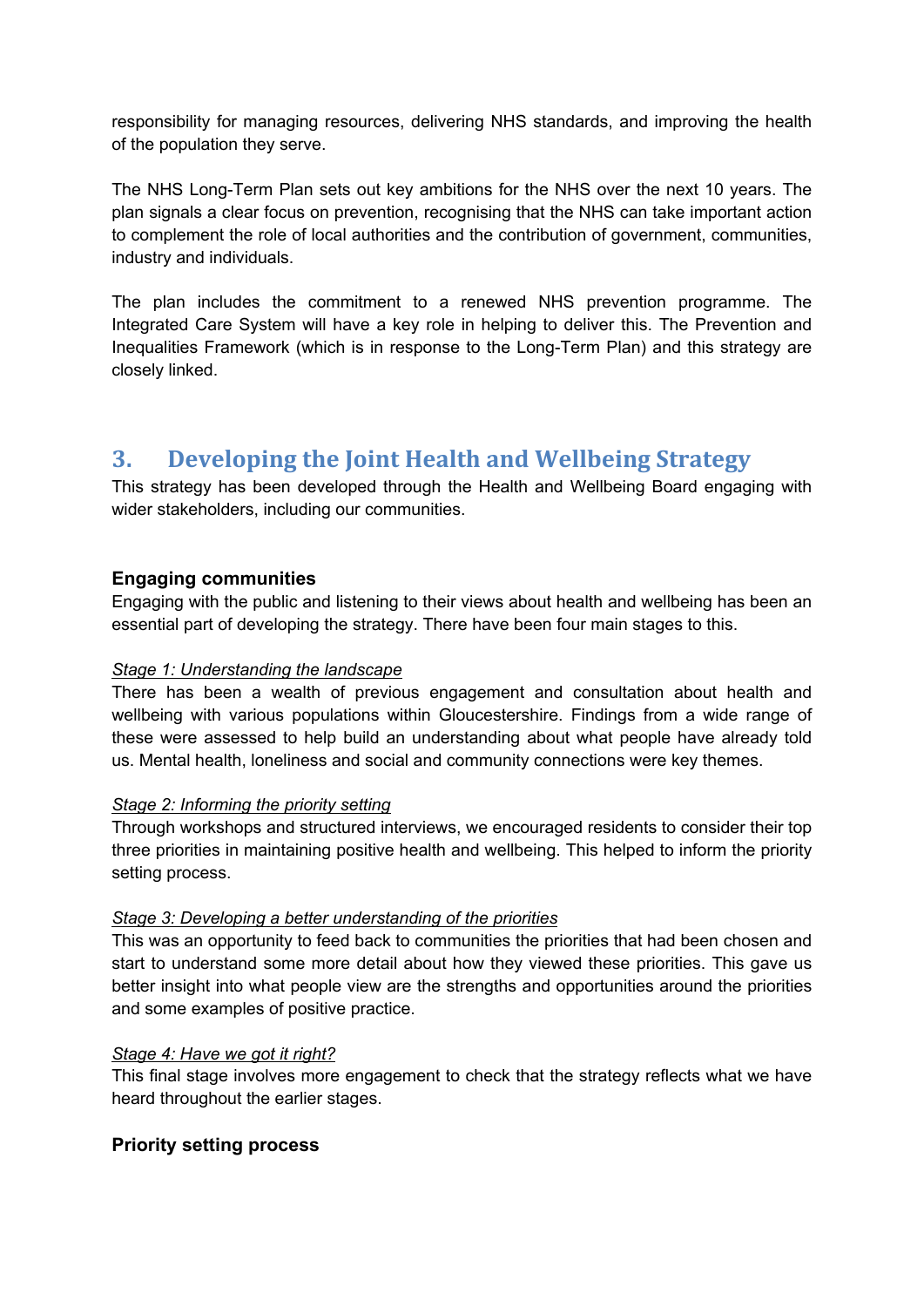responsibility for managing resources, delivering NHS standards, and improving the health of the population they serve.

The NHS Long-Term Plan sets out key ambitions for the NHS over the next 10 years. The plan signals a clear focus on prevention, recognising that the NHS can take important action to complement the role of local authorities and the contribution of government, communities, industry and individuals.

The plan includes the commitment to a renewed NHS prevention programme. The Integrated Care System will have a key role in helping to deliver this. The Prevention and Inequalities Framework (which is in response to the Long-Term Plan) and this strategy are closely linked.

## 3. Developing the Joint Health and Wellbeing Strategy

This strategy has been developed through the Health and Wellbeing Board engaging with wider stakeholders, including our communities.

### Engaging communities

Engaging with the public and listening to their views about health and wellbeing has been an essential part of developing the strategy. There have been four main stages to this.

*Stage 1: Understanding the landscape*

There has been a wealth of previous engagement and consultation about health and wellbeing with various populations within Gloucestershire. Findings from a wide range of these were assessed to help build an understanding about what people have already told us. Mental health, loneliness and social and community connections were key themes.

*Stage 2: Informing the priority setting*

Through workshops and structured interviews, we encouraged residents to consider their top three priorities in maintaining positive health and wellbeing. This helped to inform the priority setting process.

*Stage 3: Developing a better understanding of the priorities*

This was an opportunity to feed back to communities the priorities that had been chosen and start to understand some more detail about how they viewed these priorities. This gave us better insight into what people view are the strengths and opportunities around the priorities and some examples of positive practice.

*Stage 4: Have we got it right?*

This final stage involves more engagement to check that the strategy reflects what we have heard throughout the earlier stages.

### Priority setting process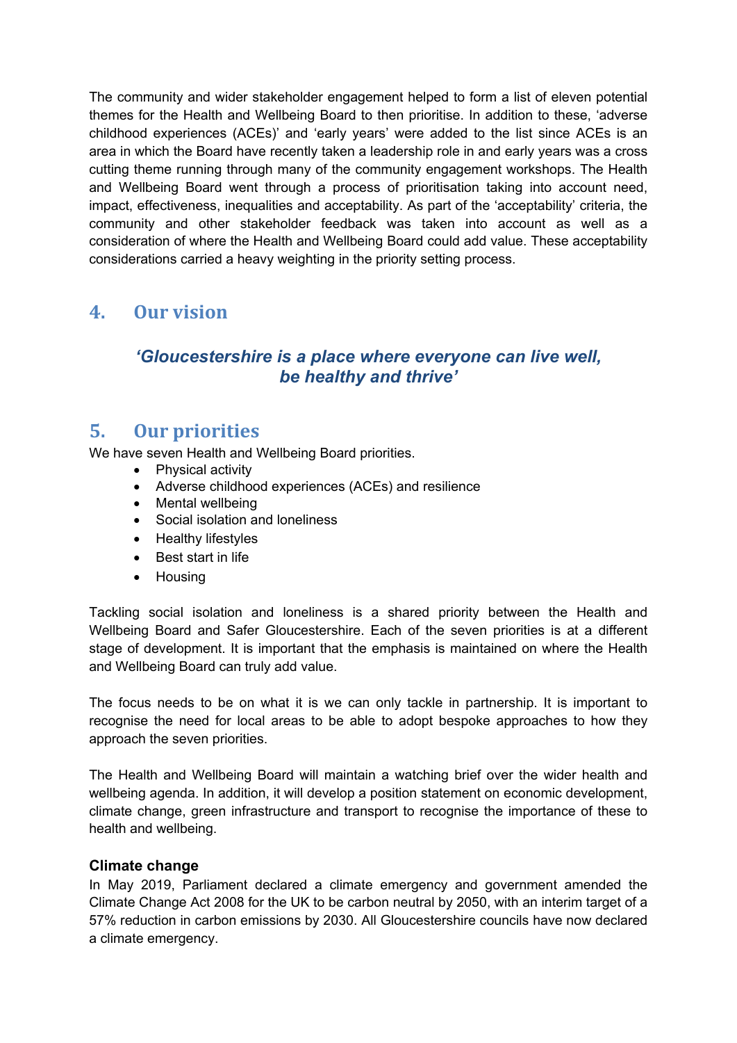The community and wider stakeholder engagement helped to form a list of eleven potential themes for the Health and Wellbeing Board to then prioritise. In addition to these, 'adverse childhood experiences (ACEs)' and 'early years' were added to the list since ACEs is an area in which the Board have recently taken a leadership role in and early years was a cross cutting theme running through many of the community engagement workshops. The Health and Wellbeing Board went through a process of prioritisation taking into account need, impact, effectiveness, inequalities and acceptability. As part of the 'acceptability' criteria, the community and other stakeholder feedback was taken into account as well as a consideration of where the Health and Wellbeing Board could add value. These acceptability considerations carried a heavy weighting in the priority setting process.

## 4. Our vision

***'Gloucestershire is a place where everyone can live well, be healthy and thrive'***

## 5. Our priorities

We have seven Health and Wellbeing Board priorities.

- Physical activity
- Adverse childhood experiences (ACEs) and resilience
- Mental wellbeing
- Social isolation and loneliness
- Healthy lifestyles
- Best start in life
- Housing

Tackling social isolation and loneliness is a shared priority between the Health and Wellbeing Board and Safer Gloucestershire. Each of the seven priorities is at a different stage of development. It is important that the emphasis is maintained on where the Health and Wellbeing Board can truly add value.

The focus needs to be on what it is we can only tackle in partnership. It is important to recognise the need for local areas to be able to adopt bespoke approaches to how they approach the seven priorities.

The Health and Wellbeing Board will maintain a watching brief over the wider health and wellbeing agenda. In addition, it will develop a position statement on economic development, climate change, green infrastructure and transport to recognise the importance of these to health and wellbeing.

**Climate change**

In May 2019, Parliament declared a climate emergency and government amended the Climate Change Act 2008 for the UK to be carbon neutral by 2050, with an interim target of a 57% reduction in carbon emissions by 2030. All Gloucestershire councils have now declared a climate emergency.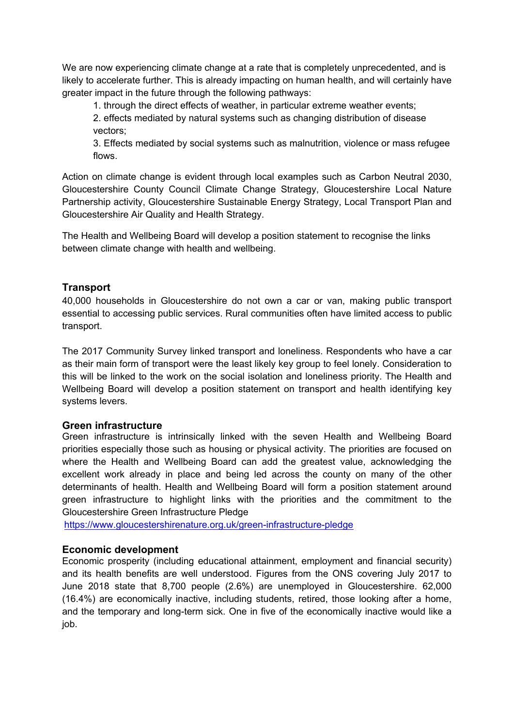We are now experiencing climate change at a rate that is completely unprecedented, and is likely to accelerate further. This is already impacting on human health, and will certainly have greater impact in the future through the following pathways:

1. through the direct effects of weather, in particular extreme weather events;
2. effects mediated by natural systems such as changing distribution of disease vectors;
3. Effects mediated by social systems such as malnutrition, violence or mass refugee flows.

Action on climate change is evident through local examples such as Carbon Neutral 2030, Gloucestershire County Council Climate Change Strategy, Gloucestershire Local Nature Partnership activity, Gloucestershire Sustainable Energy Strategy, Local Transport Plan and Gloucestershire Air Quality and Health Strategy.

The Health and Wellbeing Board will develop a position statement to recognise the links between climate change with health and wellbeing.

### Transport

40,000 households in Gloucestershire do not own a car or van, making public transport essential to accessing public services. Rural communities often have limited access to public transport.

The 2017 Community Survey linked transport and loneliness. Respondents who have a car as their main form of transport were the least likely key group to feel lonely. Consideration to this will be linked to the work on the social isolation and loneliness priority. The Health and Wellbeing Board will develop a position statement on transport and health identifying key systems levers.

### Green infrastructure

Green infrastructure is intrinsically linked with the seven Health and Wellbeing Board priorities especially those such as housing or physical activity. The priorities are focused on where the Health and Wellbeing Board can add the greatest value, acknowledging the excellent work already in place and being led across the county on many of the other determinants of health. Health and Wellbeing Board will form a position statement around green infrastructure to highlight links with the priorities and the commitment to the Gloucestershire Green Infrastructure Pledge
https://www.gloucestershirenature.org.uk/green-infrastructure-pledge

### Economic development

Economic prosperity (including educational attainment, employment and financial security) and its health benefits are well understood. Figures from the ONS covering July 2017 to June 2018 state that 8,700 people (2.6%) are unemployed in Gloucestershire. 62,000 (16.4%) are economically inactive, including students, retired, those looking after a home, and the temporary and long-term sick. One in five of the economically inactive would like a job.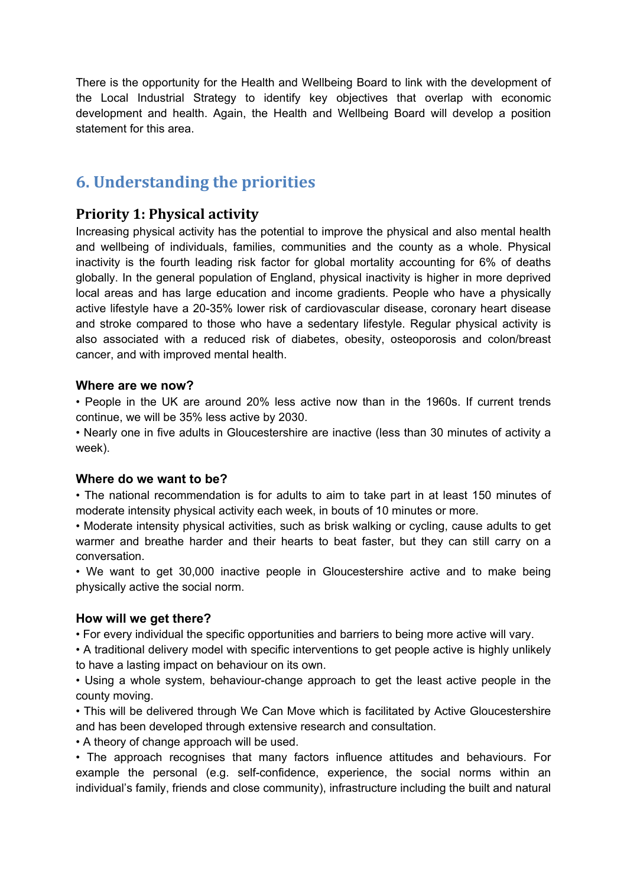There is the opportunity for the Health and Wellbeing Board to link with the development of the Local Industrial Strategy to identify key objectives that overlap with economic development and health. Again, the Health and Wellbeing Board will develop a position statement for this area.

## 6. Understanding the priorities

### Priority 1: Physical activity

Increasing physical activity has the potential to improve the physical and also mental health and wellbeing of individuals, families, communities and the county as a whole. Physical inactivity is the fourth leading risk factor for global mortality accounting for 6% of deaths globally. In the general population of England, physical inactivity is higher in more deprived local areas and has large education and income gradients. People who have a physically active lifestyle have a 20-35% lower risk of cardiovascular disease, coronary heart disease and stroke compared to those who have a sedentary lifestyle. Regular physical activity is also associated with a reduced risk of diabetes, obesity, osteoporosis and colon/breast cancer, and with improved mental health.

**Where are we now?**

- People in the UK are around 20% less active now than in the 1960s. If current trends continue, we will be 35% less active by 2030.
- Nearly one in five adults in Gloucestershire are inactive (less than 30 minutes of activity a week).

**Where do we want to be?**

- The national recommendation is for adults to aim to take part in at least 150 minutes of moderate intensity physical activity each week, in bouts of 10 minutes or more.
- Moderate intensity physical activities, such as brisk walking or cycling, cause adults to get warmer and breathe harder and their hearts to beat faster, but they can still carry on a conversation.
- We want to get 30,000 inactive people in Gloucestershire active and to make being physically active the social norm.

**How will we get there?**

- For every individual the specific opportunities and barriers to being more active will vary.
- A traditional delivery model with specific interventions to get people active is highly unlikely to have a lasting impact on behaviour on its own.
- Using a whole system, behaviour-change approach to get the least active people in the county moving.
- This will be delivered through We Can Move which is facilitated by Active Gloucestershire and has been developed through extensive research and consultation.
- A theory of change approach will be used.
- The approach recognises that many factors influence attitudes and behaviours. For example the personal (e.g. self-confidence, experience, the social norms within an individual's family, friends and close community), infrastructure including the built and natural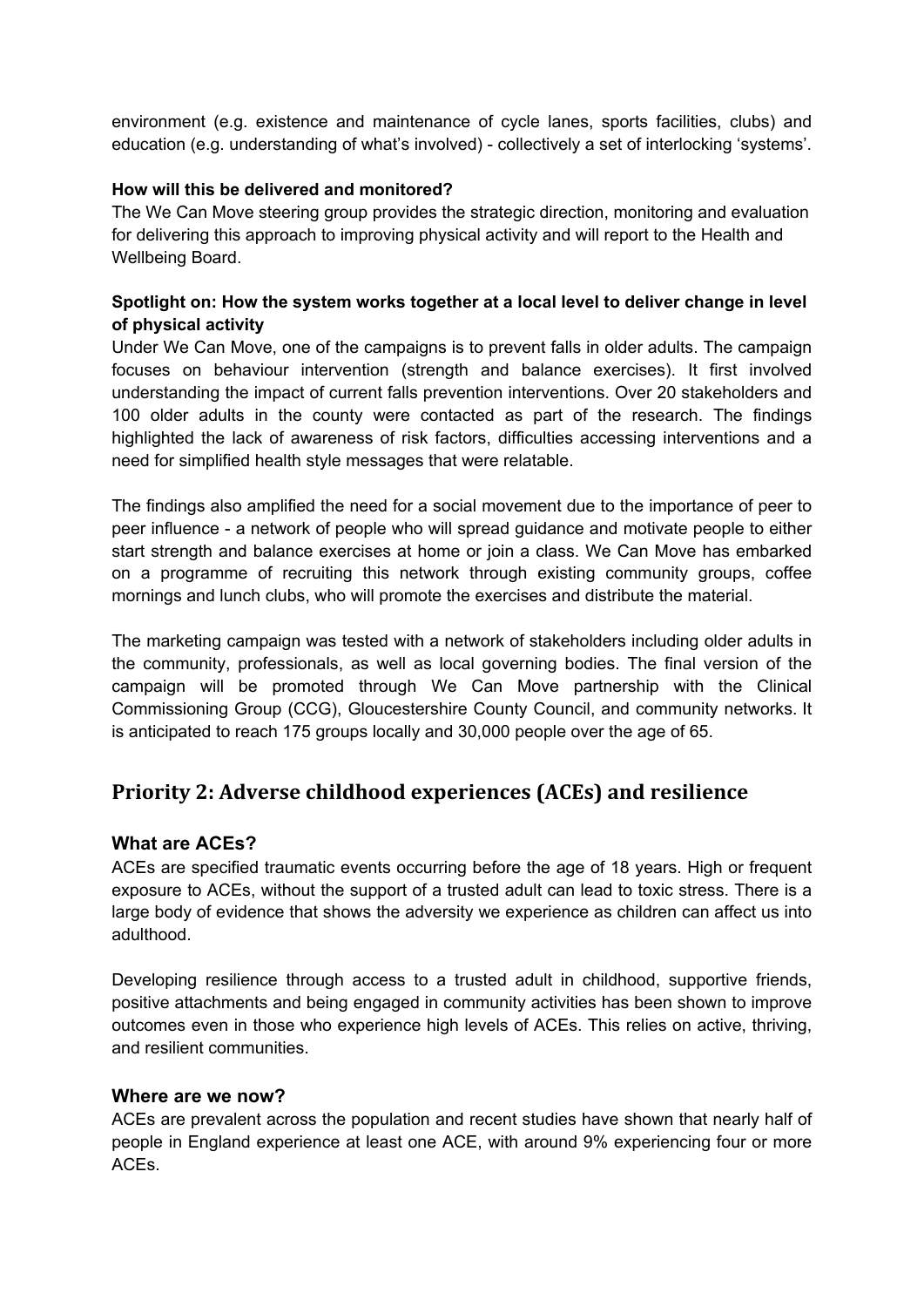environment (e.g. existence and maintenance of cycle lanes, sports facilities, clubs) and education (e.g. understanding of what's involved) - collectively a set of interlocking 'systems'.

**How will this be delivered and monitored?**

The We Can Move steering group provides the strategic direction, monitoring and evaluation for delivering this approach to improving physical activity and will report to the Health and Wellbeing Board.

**Spotlight on: How the system works together at a local level to deliver change in level of physical activity**

Under We Can Move, one of the campaigns is to prevent falls in older adults. The campaign focuses on behaviour intervention (strength and balance exercises). It first involved understanding the impact of current falls prevention interventions. Over 20 stakeholders and 100 older adults in the county were contacted as part of the research. The findings highlighted the lack of awareness of risk factors, difficulties accessing interventions and a need for simplified health style messages that were relatable.

The findings also amplified the need for a social movement due to the importance of peer to peer influence - a network of people who will spread guidance and motivate people to either start strength and balance exercises at home or join a class. We Can Move has embarked on a programme of recruiting this network through existing community groups, coffee mornings and lunch clubs, who will promote the exercises and distribute the material.

The marketing campaign was tested with a network of stakeholders including older adults in the community, professionals, as well as local governing bodies. The final version of the campaign will be promoted through We Can Move partnership with the Clinical Commissioning Group (CCG), Gloucestershire County Council, and community networks. It is anticipated to reach 175 groups locally and 30,000 people over the age of 65.

## Priority 2: Adverse childhood experiences (ACEs) and resilience

### What are ACEs?

ACEs are specified traumatic events occurring before the age of 18 years. High or frequent exposure to ACEs, without the support of a trusted adult can lead to toxic stress. There is a large body of evidence that shows the adversity we experience as children can affect us into adulthood.

Developing resilience through access to a trusted adult in childhood, supportive friends, positive attachments and being engaged in community activities has been shown to improve outcomes even in those who experience high levels of ACEs. This relies on active, thriving, and resilient communities.

### Where are we now?

ACEs are prevalent across the population and recent studies have shown that nearly half of people in England experience at least one ACE, with around 9% experiencing four or more ACEs.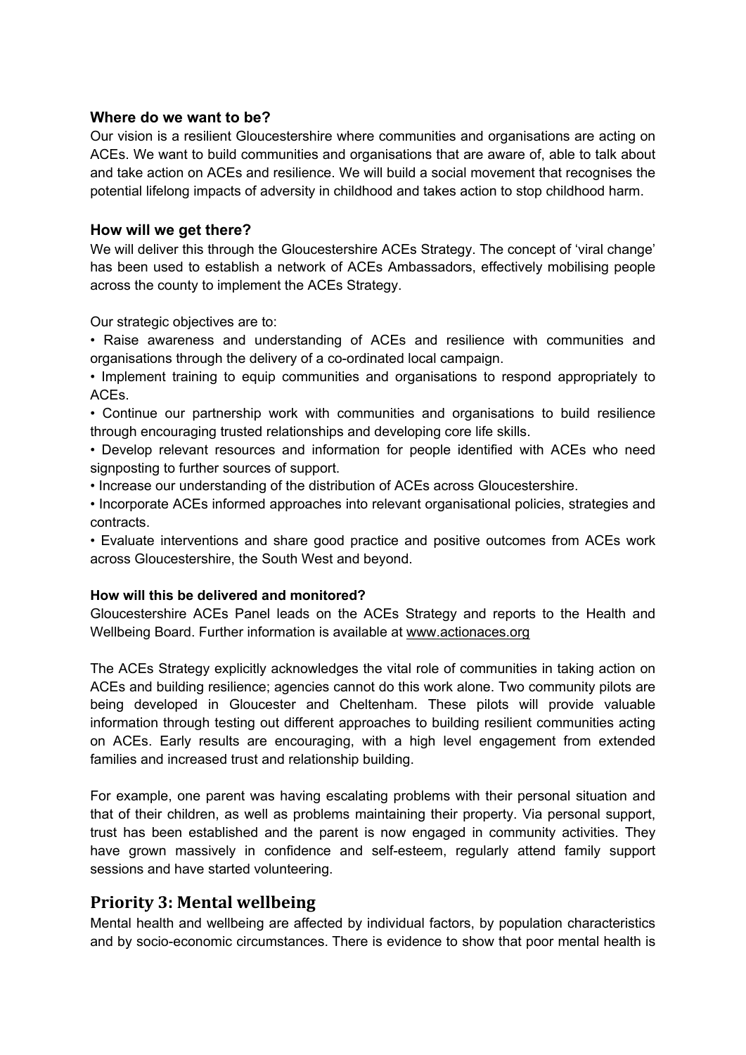### Where do we want to be?

Our vision is a resilient Gloucestershire where communities and organisations are acting on ACEs. We want to build communities and organisations that are aware of, able to talk about and take action on ACEs and resilience. We will build a social movement that recognises the potential lifelong impacts of adversity in childhood and takes action to stop childhood harm.

### How will we get there?

We will deliver this through the Gloucestershire ACEs Strategy. The concept of 'viral change' has been used to establish a network of ACEs Ambassadors, effectively mobilising people across the county to implement the ACEs Strategy.

Our strategic objectives are to:

- Raise awareness and understanding of ACEs and resilience with communities and organisations through the delivery of a co-ordinated local campaign.
- Implement training to equip communities and organisations to respond appropriately to ACEs.
- Continue our partnership work with communities and organisations to build resilience through encouraging trusted relationships and developing core life skills.
- Develop relevant resources and information for people identified with ACEs who need signposting to further sources of support.
- Increase our understanding of the distribution of ACEs across Gloucestershire.
- Incorporate ACEs informed approaches into relevant organisational policies, strategies and contracts.
- Evaluate interventions and share good practice and positive outcomes from ACEs work across Gloucestershire, the South West and beyond.

#### How will this be delivered and monitored?

Gloucestershire ACEs Panel leads on the ACEs Strategy and reports to the Health and Wellbeing Board. Further information is available at www.actionaces.org

The ACEs Strategy explicitly acknowledges the vital role of communities in taking action on ACEs and building resilience; agencies cannot do this work alone. Two community pilots are being developed in Gloucester and Cheltenham. These pilots will provide valuable information through testing out different approaches to building resilient communities acting on ACEs. Early results are encouraging, with a high level engagement from extended families and increased trust and relationship building.

For example, one parent was having escalating problems with their personal situation and that of their children, as well as problems maintaining their property. Via personal support, trust has been established and the parent is now engaged in community activities. They have grown massively in confidence and self-esteem, regularly attend family support sessions and have started volunteering.

## Priority 3: Mental wellbeing

Mental health and wellbeing are affected by individual factors, by population characteristics and by socio-economic circumstances. There is evidence to show that poor mental health is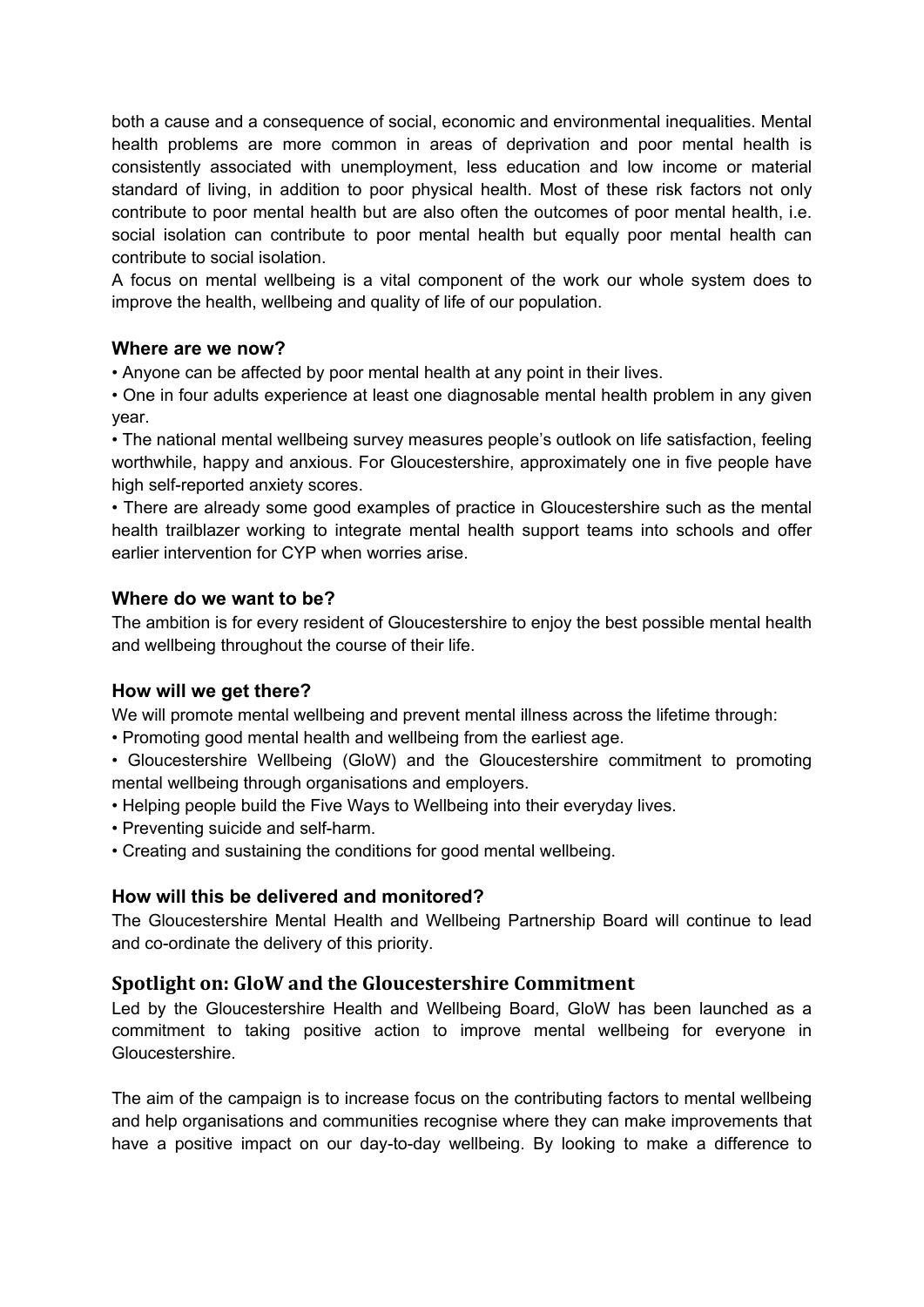both a cause and a consequence of social, economic and environmental inequalities. Mental health problems are more common in areas of deprivation and poor mental health is consistently associated with unemployment, less education and low income or material standard of living, in addition to poor physical health. Most of these risk factors not only contribute to poor mental health but are also often the outcomes of poor mental health, i.e. social isolation can contribute to poor mental health but equally poor mental health can contribute to social isolation.

A focus on mental wellbeing is a vital component of the work our whole system does to improve the health, wellbeing and quality of life of our population.

### Where are we now?

- Anyone can be affected by poor mental health at any point in their lives.
- One in four adults experience at least one diagnosable mental health problem in any given year.
- The national mental wellbeing survey measures people's outlook on life satisfaction, feeling worthwhile, happy and anxious. For Gloucestershire, approximately one in five people have high self-reported anxiety scores.
- There are already some good examples of practice in Gloucestershire such as the mental health trailblazer working to integrate mental health support teams into schools and offer earlier intervention for CYP when worries arise.

### Where do we want to be?

The ambition is for every resident of Gloucestershire to enjoy the best possible mental health and wellbeing throughout the course of their life.

### How will we get there?

We will promote mental wellbeing and prevent mental illness across the lifetime through:

- Promoting good mental health and wellbeing from the earliest age.
- Gloucestershire Wellbeing (GloW) and the Gloucestershire commitment to promoting mental wellbeing through organisations and employers.
- Helping people build the Five Ways to Wellbeing into their everyday lives.
- Preventing suicide and self-harm.
- Creating and sustaining the conditions for good mental wellbeing.

### How will this be delivered and monitored?

The Gloucestershire Mental Health and Wellbeing Partnership Board will continue to lead and co-ordinate the delivery of this priority.

### Spotlight on: GloW and the Gloucestershire Commitment

Led by the Gloucestershire Health and Wellbeing Board, GloW has been launched as a commitment to taking positive action to improve mental wellbeing for everyone in Gloucestershire.

The aim of the campaign is to increase focus on the contributing factors to mental wellbeing and help organisations and communities recognise where they can make improvements that have a positive impact on our day-to-day wellbeing. By looking to make a difference to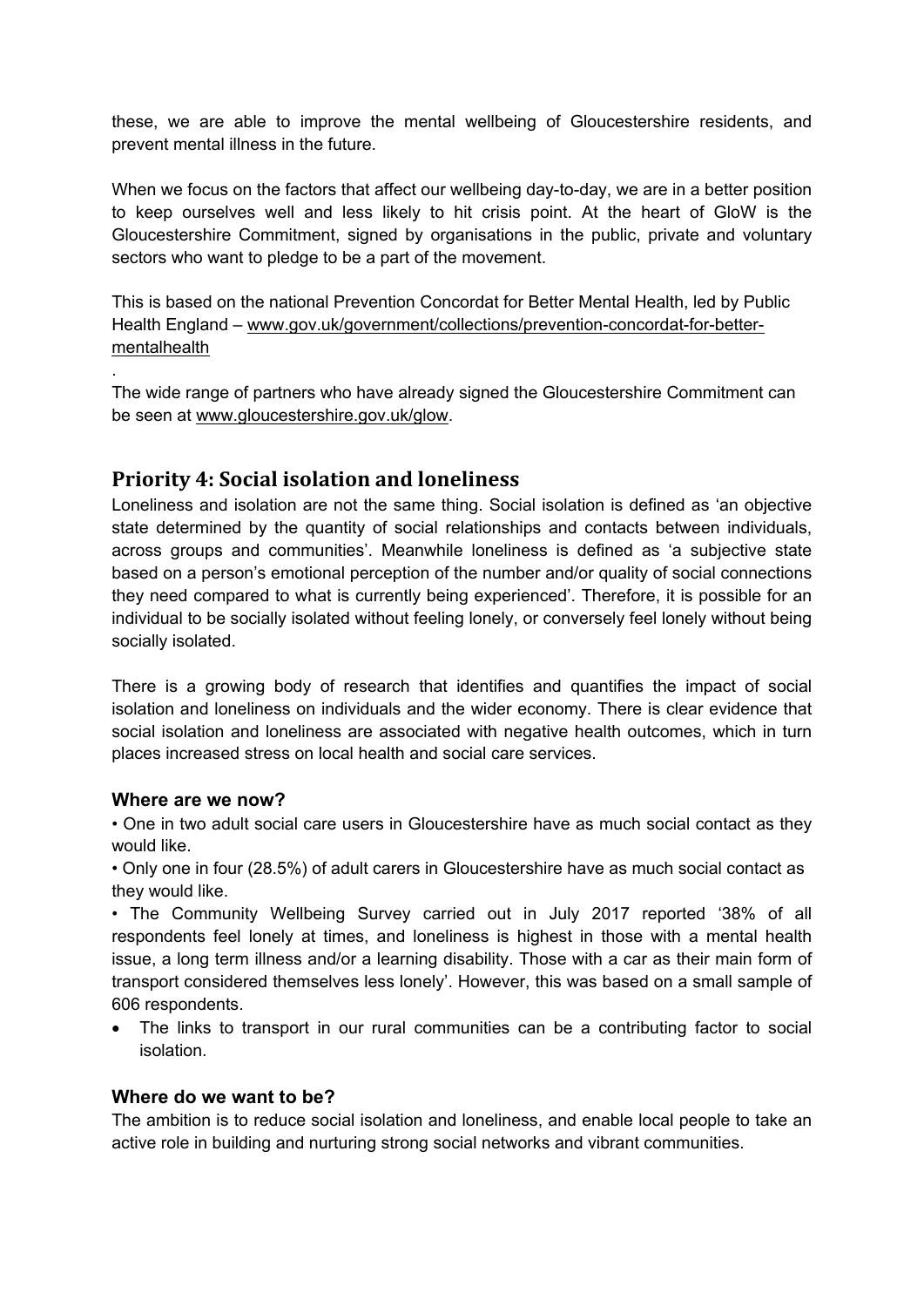these, we are able to improve the mental wellbeing of Gloucestershire residents, and prevent mental illness in the future.

When we focus on the factors that affect our wellbeing day-to-day, we are in a better position to keep ourselves well and less likely to hit crisis point. At the heart of GloW is the Gloucestershire Commitment, signed by organisations in the public, private and voluntary sectors who want to pledge to be a part of the movement.

This is based on the national Prevention Concordat for Better Mental Health, led by Public Health England – www.gov.uk/government/collections/prevention-concordat-for-better-mentalhealth

.
The wide range of partners who have already signed the Gloucestershire Commitment can be seen at www.gloucestershire.gov.uk/glow.

## Priority 4: Social isolation and loneliness

Loneliness and isolation are not the same thing. Social isolation is defined as 'an objective state determined by the quantity of social relationships and contacts between individuals, across groups and communities'. Meanwhile loneliness is defined as 'a subjective state based on a person's emotional perception of the number and/or quality of social connections they need compared to what is currently being experienced'. Therefore, it is possible for an individual to be socially isolated without feeling lonely, or conversely feel lonely without being socially isolated.

There is a growing body of research that identifies and quantifies the impact of social isolation and loneliness on individuals and the wider economy. There is clear evidence that social isolation and loneliness are associated with negative health outcomes, which in turn places increased stress on local health and social care services.

### Where are we now?

• One in two adult social care users in Gloucestershire have as much social contact as they would like.

• Only one in four (28.5%) of adult carers in Gloucestershire have as much social contact as they would like.

• The Community Wellbeing Survey carried out in July 2017 reported '38% of all respondents feel lonely at times, and loneliness is highest in those with a mental health issue, a long term illness and/or a learning disability. Those with a car as their main form of transport considered themselves less lonely'. However, this was based on a small sample of 606 respondents.

- The links to transport in our rural communities can be a contributing factor to social isolation.

### Where do we want to be?

The ambition is to reduce social isolation and loneliness, and enable local people to take an active role in building and nurturing strong social networks and vibrant communities.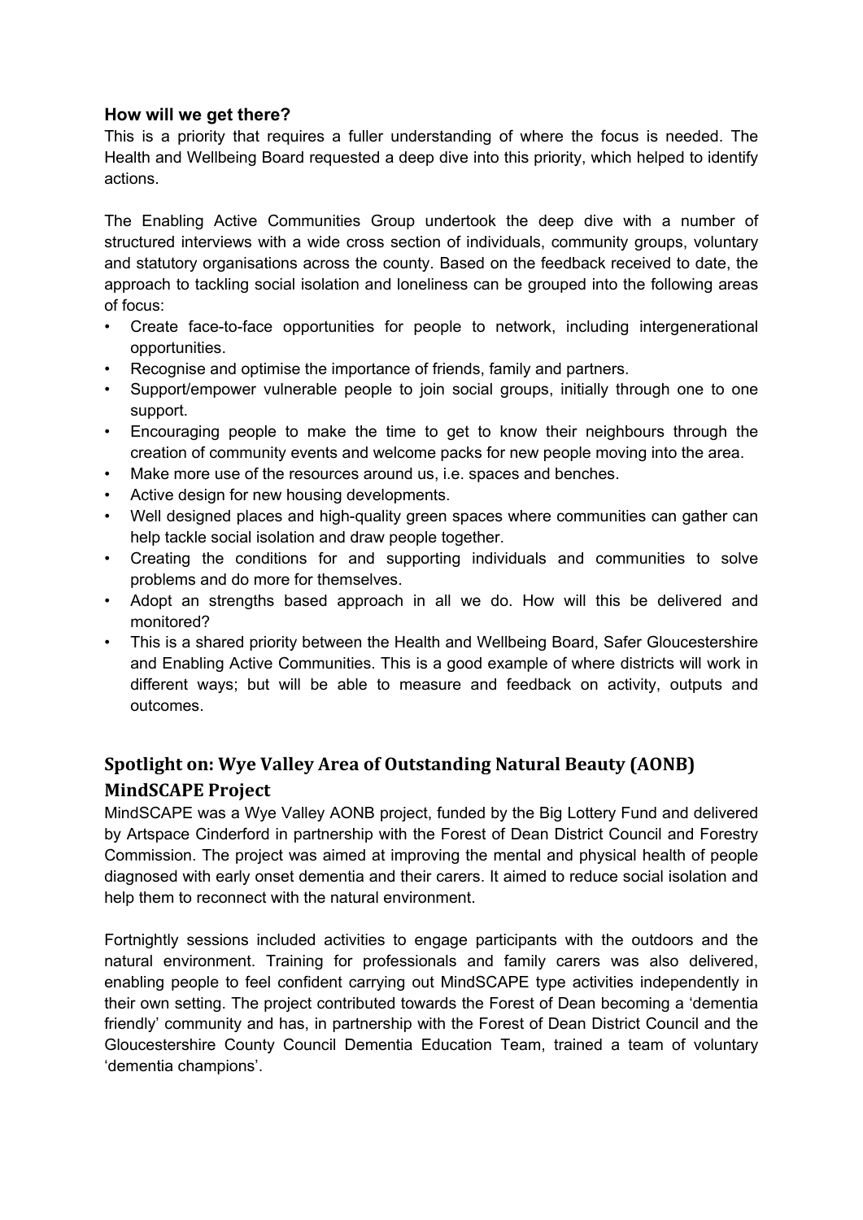### How will we get there?

This is a priority that requires a fuller understanding of where the focus is needed. The Health and Wellbeing Board requested a deep dive into this priority, which helped to identify actions.

The Enabling Active Communities Group undertook the deep dive with a number of structured interviews with a wide cross section of individuals, community groups, voluntary and statutory organisations across the county. Based on the feedback received to date, the approach to tackling social isolation and loneliness can be grouped into the following areas of focus:

- Create face-to-face opportunities for people to network, including intergenerational opportunities.
- Recognise and optimise the importance of friends, family and partners.
- Support/empower vulnerable people to join social groups, initially through one to one support.
- Encouraging people to make the time to get to know their neighbours through the creation of community events and welcome packs for new people moving into the area.
- Make more use of the resources around us, i.e. spaces and benches.
- Active design for new housing developments.
- Well designed places and high-quality green spaces where communities can gather can help tackle social isolation and draw people together.
- Creating the conditions for and supporting individuals and communities to solve problems and do more for themselves.
- Adopt an strengths based approach in all we do. How will this be delivered and monitored?
- This is a shared priority between the Health and Wellbeing Board, Safer Gloucestershire and Enabling Active Communities. This is a good example of where districts will work in different ways; but will be able to measure and feedback on activity, outputs and outcomes.

## Spotlight on: Wye Valley Area of Outstanding Natural Beauty (AONB) MindSCAPE Project

MindSCAPE was a Wye Valley AONB project, funded by the Big Lottery Fund and delivered by Artspace Cinderford in partnership with the Forest of Dean District Council and Forestry Commission. The project was aimed at improving the mental and physical health of people diagnosed with early onset dementia and their carers. It aimed to reduce social isolation and help them to reconnect with the natural environment.

Fortnightly sessions included activities to engage participants with the outdoors and the natural environment. Training for professionals and family carers was also delivered, enabling people to feel confident carrying out MindSCAPE type activities independently in their own setting. The project contributed towards the Forest of Dean becoming a 'dementia friendly' community and has, in partnership with the Forest of Dean District Council and the Gloucestershire County Council Dementia Education Team, trained a team of voluntary 'dementia champions'.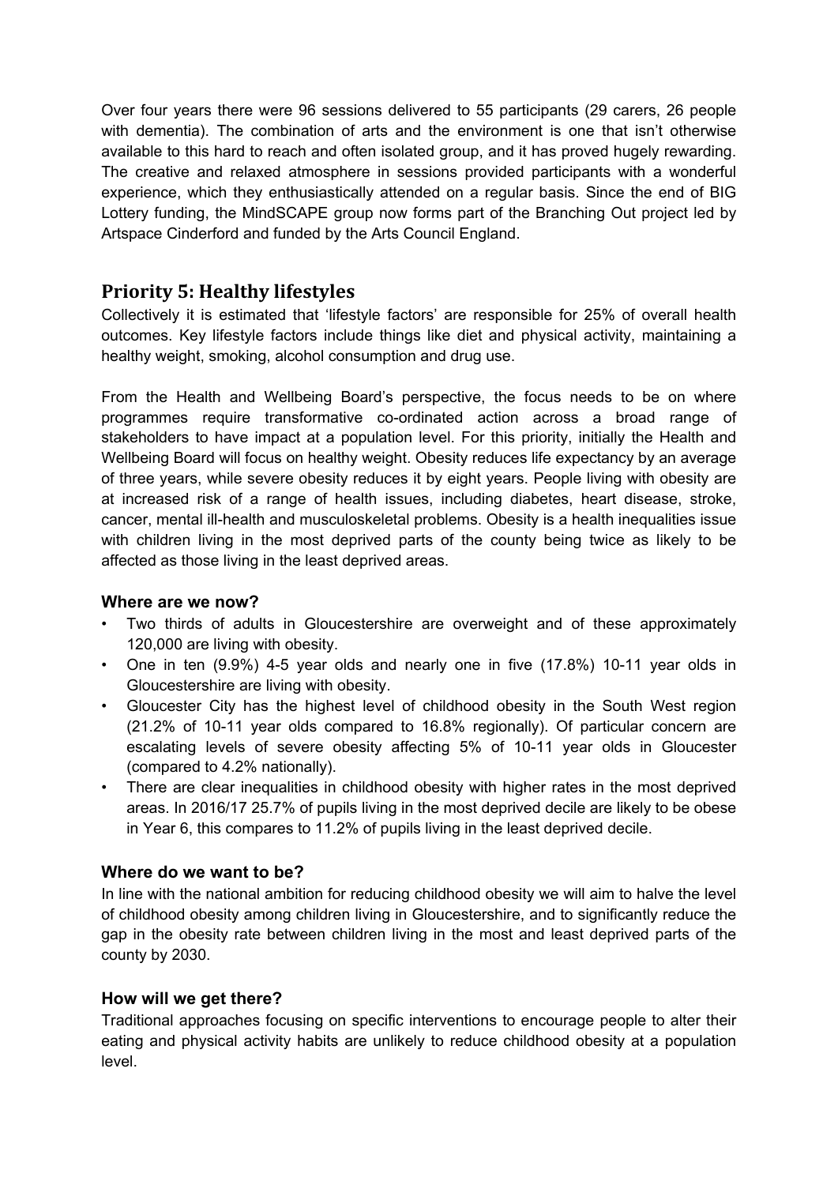Over four years there were 96 sessions delivered to 55 participants (29 carers, 26 people with dementia). The combination of arts and the environment is one that isn't otherwise available to this hard to reach and often isolated group, and it has proved hugely rewarding. The creative and relaxed atmosphere in sessions provided participants with a wonderful experience, which they enthusiastically attended on a regular basis. Since the end of BIG Lottery funding, the MindSCAPE group now forms part of the Branching Out project led by Artspace Cinderford and funded by the Arts Council England.

## Priority 5: Healthy lifestyles

Collectively it is estimated that 'lifestyle factors' are responsible for 25% of overall health outcomes. Key lifestyle factors include things like diet and physical activity, maintaining a healthy weight, smoking, alcohol consumption and drug use.

From the Health and Wellbeing Board's perspective, the focus needs to be on where programmes require transformative co-ordinated action across a broad range of stakeholders to have impact at a population level. For this priority, initially the Health and Wellbeing Board will focus on healthy weight. Obesity reduces life expectancy by an average of three years, while severe obesity reduces it by eight years. People living with obesity are at increased risk of a range of health issues, including diabetes, heart disease, stroke, cancer, mental ill-health and musculoskeletal problems. Obesity is a health inequalities issue with children living in the most deprived parts of the county being twice as likely to be affected as those living in the least deprived areas.

### Where are we now?

- Two thirds of adults in Gloucestershire are overweight and of these approximately 120,000 are living with obesity.
- One in ten (9.9%) 4-5 year olds and nearly one in five (17.8%) 10-11 year olds in Gloucestershire are living with obesity.
- Gloucester City has the highest level of childhood obesity in the South West region (21.2% of 10-11 year olds compared to 16.8% regionally). Of particular concern are escalating levels of severe obesity affecting 5% of 10-11 year olds in Gloucester (compared to 4.2% nationally).
- There are clear inequalities in childhood obesity with higher rates in the most deprived areas. In 2016/17 25.7% of pupils living in the most deprived decile are likely to be obese in Year 6, this compares to 11.2% of pupils living in the least deprived decile.

### Where do we want to be?

In line with the national ambition for reducing childhood obesity we will aim to halve the level of childhood obesity among children living in Gloucestershire, and to significantly reduce the gap in the obesity rate between children living in the most and least deprived parts of the county by 2030.

### How will we get there?

Traditional approaches focusing on specific interventions to encourage people to alter their eating and physical activity habits are unlikely to reduce childhood obesity at a population level.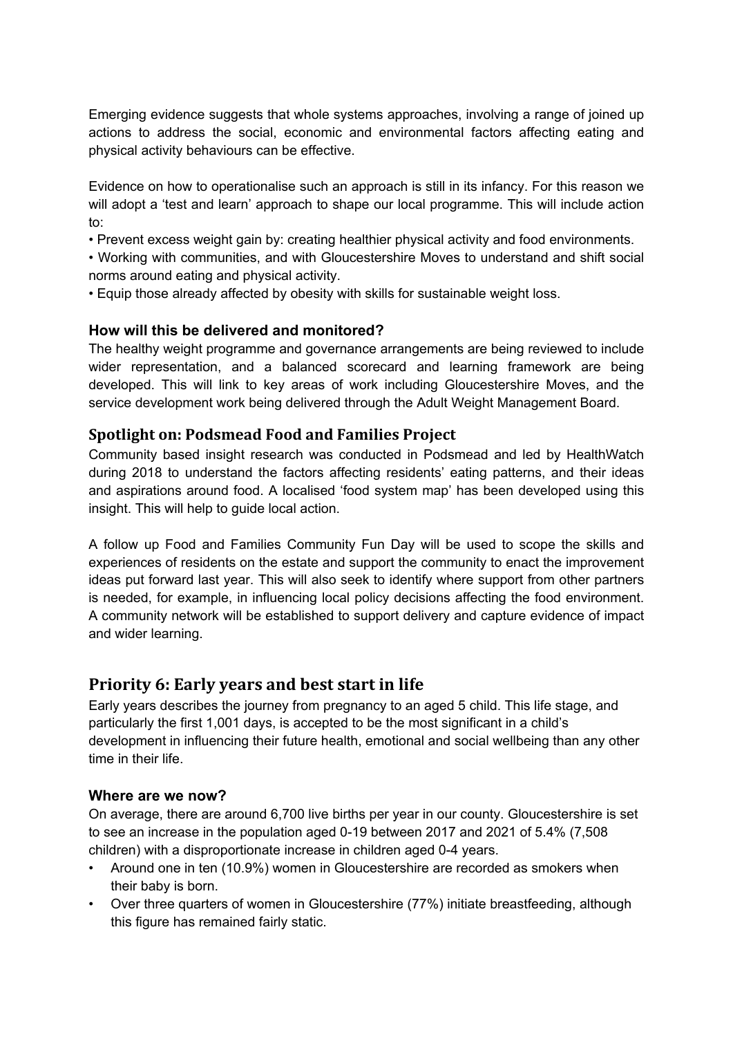Emerging evidence suggests that whole systems approaches, involving a range of joined up actions to address the social, economic and environmental factors affecting eating and physical activity behaviours can be effective.

Evidence on how to operationalise such an approach is still in its infancy. For this reason we will adopt a 'test and learn' approach to shape our local programme. This will include action to:

- Prevent excess weight gain by: creating healthier physical activity and food environments.
- Working with communities, and with Gloucestershire Moves to understand and shift social norms around eating and physical activity.
- Equip those already affected by obesity with skills for sustainable weight loss.

### How will this be delivered and monitored?

The healthy weight programme and governance arrangements are being reviewed to include wider representation, and a balanced scorecard and learning framework are being developed. This will link to key areas of work including Gloucestershire Moves, and the service development work being delivered through the Adult Weight Management Board.

### Spotlight on: Podsmead Food and Families Project

Community based insight research was conducted in Podsmead and led by HealthWatch during 2018 to understand the factors affecting residents' eating patterns, and their ideas and aspirations around food. A localised 'food system map' has been developed using this insight. This will help to guide local action.

A follow up Food and Families Community Fun Day will be used to scope the skills and experiences of residents on the estate and support the community to enact the improvement ideas put forward last year. This will also seek to identify where support from other partners is needed, for example, in influencing local policy decisions affecting the food environment. A community network will be established to support delivery and capture evidence of impact and wider learning.

## Priority 6: Early years and best start in life

Early years describes the journey from pregnancy to an aged 5 child. This life stage, and particularly the first 1,001 days, is accepted to be the most significant in a child's development in influencing their future health, emotional and social wellbeing than any other time in their life.

### Where are we now?

On average, there are around 6,700 live births per year in our county. Gloucestershire is set to see an increase in the population aged 0-19 between 2017 and 2021 of 5.4% (7,508 children) with a disproportionate increase in children aged 0-4 years.

- Around one in ten (10.9%) women in Gloucestershire are recorded as smokers when their baby is born.
- Over three quarters of women in Gloucestershire (77%) initiate breastfeeding, although this figure has remained fairly static.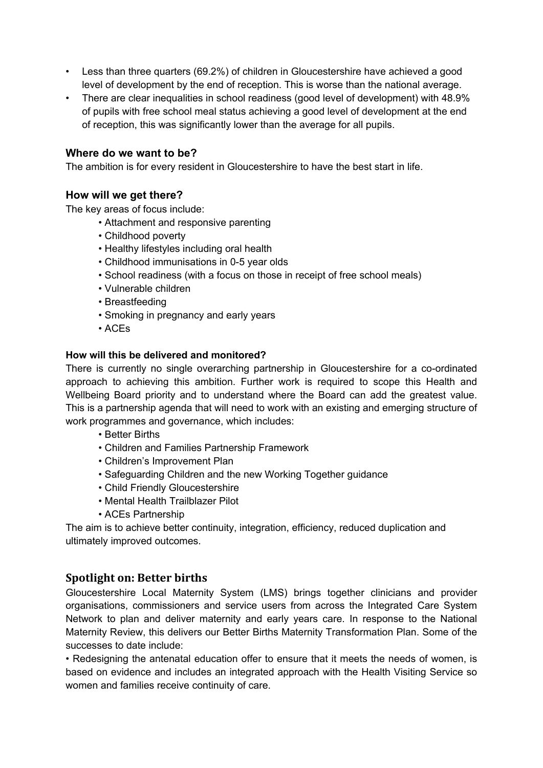- Less than three quarters (69.2%) of children in Gloucestershire have achieved a good level of development by the end of reception. This is worse than the national average.
- There are clear inequalities in school readiness (good level of development) with 48.9% of pupils with free school meal status achieving a good level of development at the end of reception, this was significantly lower than the average for all pupils.

### Where do we want to be?

The ambition is for every resident in Gloucestershire to have the best start in life.

### How will we get there?

The key areas of focus include:

- Attachment and responsive parenting
- Childhood poverty
- Healthy lifestyles including oral health
- Childhood immunisations in 0-5 year olds
- School readiness (with a focus on those in receipt of free school meals)
- Vulnerable children
- Breastfeeding
- Smoking in pregnancy and early years
- ACEs

#### How will this be delivered and monitored?

There is currently no single overarching partnership in Gloucestershire for a co-ordinated approach to achieving this ambition. Further work is required to scope this Health and Wellbeing Board priority and to understand where the Board can add the greatest value. This is a partnership agenda that will need to work with an existing and emerging structure of work programmes and governance, which includes:

- Better Births
- Children and Families Partnership Framework
- Children's Improvement Plan
- Safeguarding Children and the new Working Together guidance
- Child Friendly Gloucestershire
- Mental Health Trailblazer Pilot
- ACEs Partnership

The aim is to achieve better continuity, integration, efficiency, reduced duplication and ultimately improved outcomes.

## Spotlight on: Better births

Gloucestershire Local Maternity System (LMS) brings together clinicians and provider organisations, commissioners and service users from across the Integrated Care System Network to plan and deliver maternity and early years care. In response to the National Maternity Review, this delivers our Better Births Maternity Transformation Plan. Some of the successes to date include:

- Redesigning the antenatal education offer to ensure that it meets the needs of women, is based on evidence and includes an integrated approach with the Health Visiting Service so women and families receive continuity of care.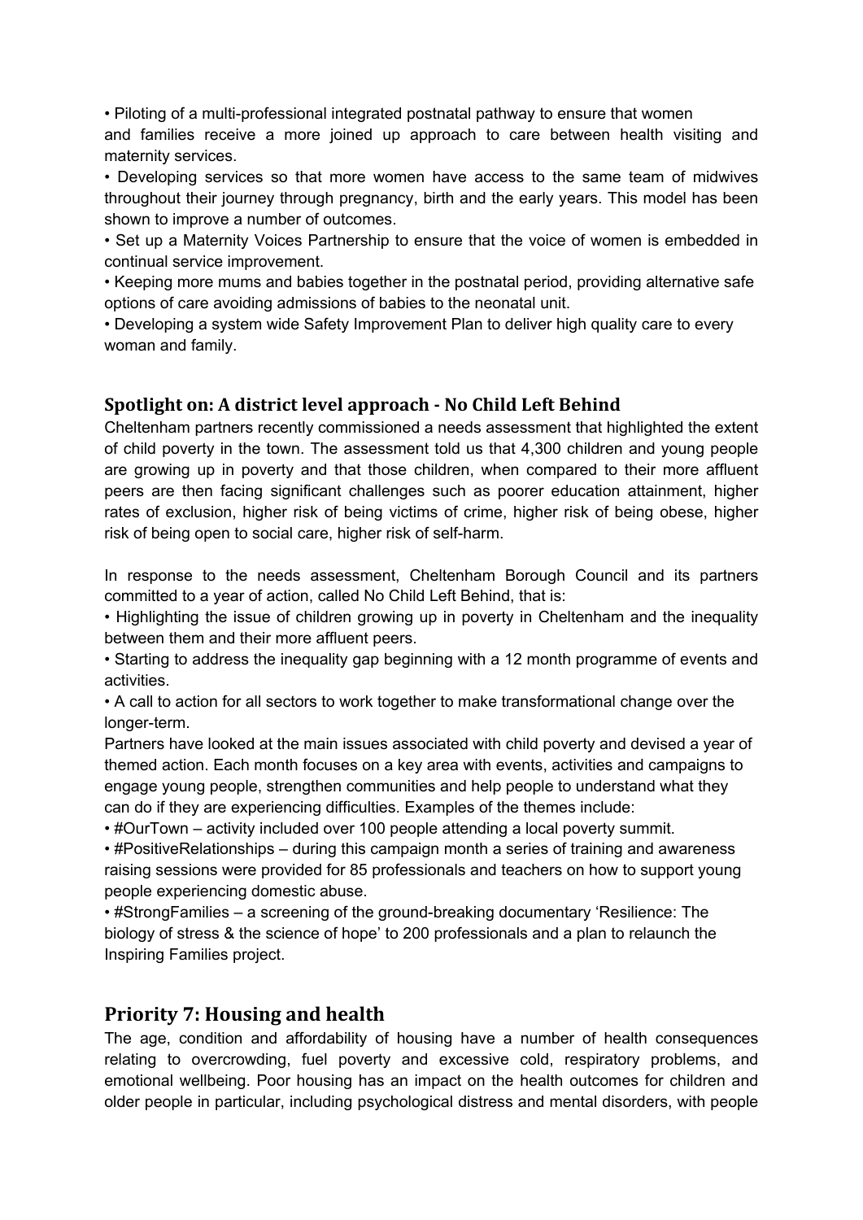- Piloting of a multi-professional integrated postnatal pathway to ensure that women and families receive a more joined up approach to care between health visiting and maternity services.
- Developing services so that more women have access to the same team of midwives throughout their journey through pregnancy, birth and the early years. This model has been shown to improve a number of outcomes.
- Set up a Maternity Voices Partnership to ensure that the voice of women is embedded in continual service improvement.
- Keeping more mums and babies together in the postnatal period, providing alternative safe options of care avoiding admissions of babies to the neonatal unit.
- Developing a system wide Safety Improvement Plan to deliver high quality care to every woman and family.

### Spotlight on: A district level approach - No Child Left Behind

Cheltenham partners recently commissioned a needs assessment that highlighted the extent of child poverty in the town. The assessment told us that 4,300 children and young people are growing up in poverty and that those children, when compared to their more affluent peers are then facing significant challenges such as poorer education attainment, higher rates of exclusion, higher risk of being victims of crime, higher risk of being obese, higher risk of being open to social care, higher risk of self-harm.

In response to the needs assessment, Cheltenham Borough Council and its partners committed to a year of action, called No Child Left Behind, that is:

- Highlighting the issue of children growing up in poverty in Cheltenham and the inequality between them and their more affluent peers.
- Starting to address the inequality gap beginning with a 12 month programme of events and activities.
- A call to action for all sectors to work together to make transformational change over the longer-term.

Partners have looked at the main issues associated with child poverty and devised a year of themed action. Each month focuses on a key area with events, activities and campaigns to engage young people, strengthen communities and help people to understand what they can do if they are experiencing difficulties. Examples of the themes include:

- #OurTown – activity included over 100 people attending a local poverty summit.
- #PositiveRelationships – during this campaign month a series of training and awareness raising sessions were provided for 85 professionals and teachers on how to support young people experiencing domestic abuse.
- #StrongFamilies – a screening of the ground-breaking documentary 'Resilience: The biology of stress & the science of hope' to 200 professionals and a plan to relaunch the Inspiring Families project.

## Priority 7: Housing and health

The age, condition and affordability of housing have a number of health consequences relating to overcrowding, fuel poverty and excessive cold, respiratory problems, and emotional wellbeing. Poor housing has an impact on the health outcomes for children and older people in particular, including psychological distress and mental disorders, with people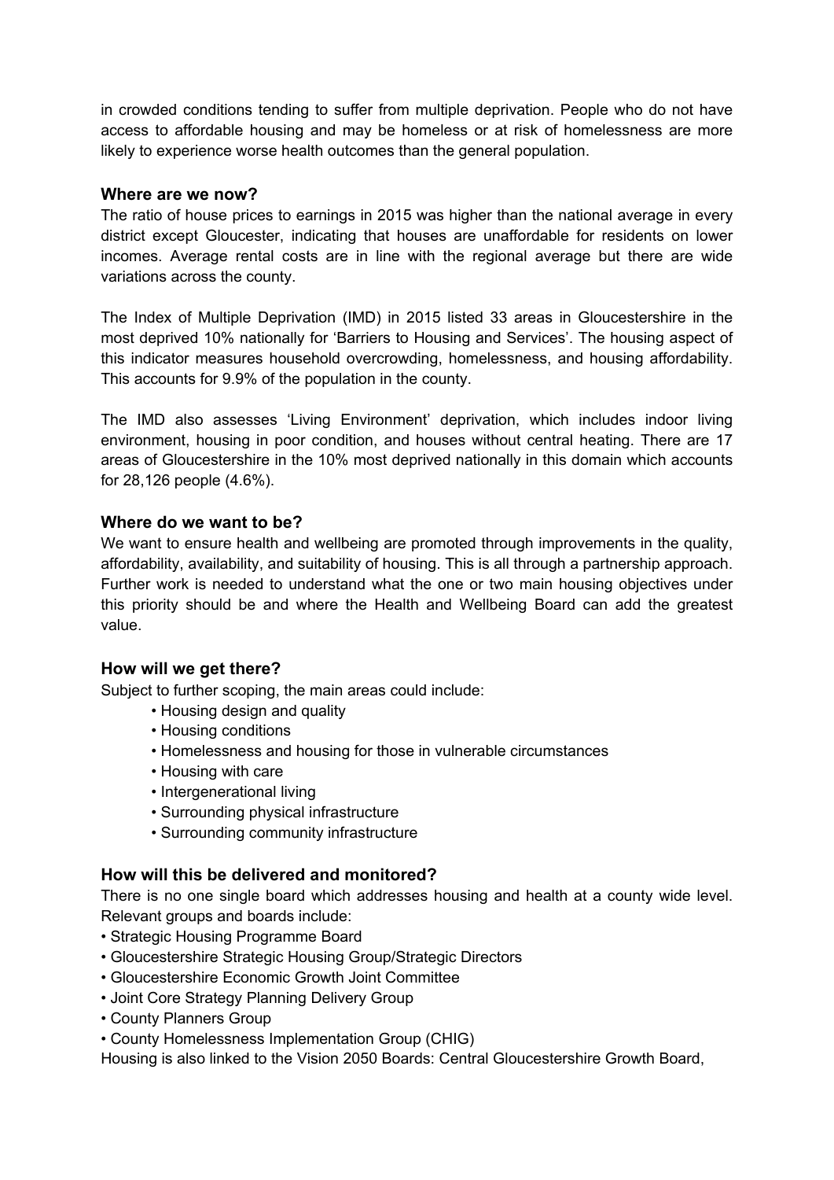in crowded conditions tending to suffer from multiple deprivation. People who do not have access to affordable housing and may be homeless or at risk of homelessness are more likely to experience worse health outcomes than the general population.

### Where are we now?

The ratio of house prices to earnings in 2015 was higher than the national average in every district except Gloucester, indicating that houses are unaffordable for residents on lower incomes. Average rental costs are in line with the regional average but there are wide variations across the county.

The Index of Multiple Deprivation (IMD) in 2015 listed 33 areas in Gloucestershire in the most deprived 10% nationally for 'Barriers to Housing and Services'. The housing aspect of this indicator measures household overcrowding, homelessness, and housing affordability. This accounts for 9.9% of the population in the county.

The IMD also assesses 'Living Environment' deprivation, which includes indoor living environment, housing in poor condition, and houses without central heating. There are 17 areas of Gloucestershire in the 10% most deprived nationally in this domain which accounts for 28,126 people (4.6%).

### Where do we want to be?

We want to ensure health and wellbeing are promoted through improvements in the quality, affordability, availability, and suitability of housing. This is all through a partnership approach. Further work is needed to understand what the one or two main housing objectives under this priority should be and where the Health and Wellbeing Board can add the greatest value.

### How will we get there?

Subject to further scoping, the main areas could include:

- Housing design and quality
- Housing conditions
- Homelessness and housing for those in vulnerable circumstances
- Housing with care
- Intergenerational living
- Surrounding physical infrastructure
- Surrounding community infrastructure

### How will this be delivered and monitored?

There is no one single board which addresses housing and health at a county wide level. Relevant groups and boards include:

- Strategic Housing Programme Board
- Gloucestershire Strategic Housing Group/Strategic Directors
- Gloucestershire Economic Growth Joint Committee
- Joint Core Strategy Planning Delivery Group
- County Planners Group
- County Homelessness Implementation Group (CHIG)

Housing is also linked to the Vision 2050 Boards: Central Gloucestershire Growth Board,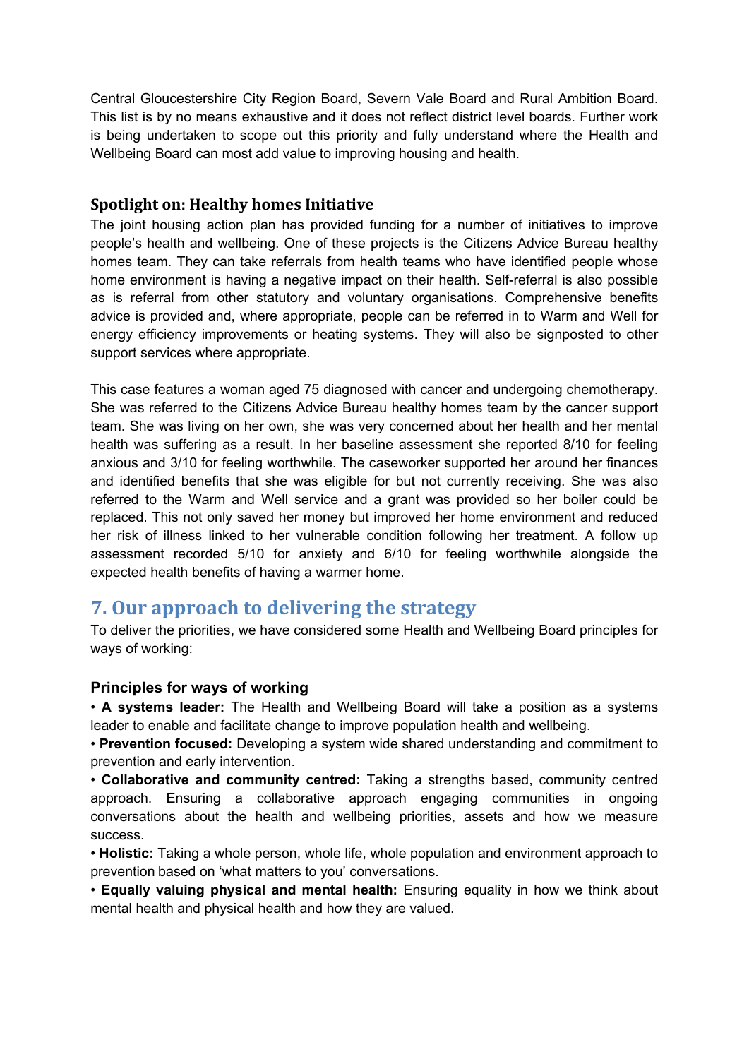Central Gloucestershire City Region Board, Severn Vale Board and Rural Ambition Board. This list is by no means exhaustive and it does not reflect district level boards. Further work is being undertaken to scope out this priority and fully understand where the Health and Wellbeing Board can most add value to improving housing and health.

### Spotlight on: Healthy homes Initiative

The joint housing action plan has provided funding for a number of initiatives to improve people's health and wellbeing. One of these projects is the Citizens Advice Bureau healthy homes team. They can take referrals from health teams who have identified people whose home environment is having a negative impact on their health. Self-referral is also possible as is referral from other statutory and voluntary organisations. Comprehensive benefits advice is provided and, where appropriate, people can be referred in to Warm and Well for energy efficiency improvements or heating systems. They will also be signposted to other support services where appropriate.

This case features a woman aged 75 diagnosed with cancer and undergoing chemotherapy. She was referred to the Citizens Advice Bureau healthy homes team by the cancer support team. She was living on her own, she was very concerned about her health and her mental health was suffering as a result. In her baseline assessment she reported 8/10 for feeling anxious and 3/10 for feeling worthwhile. The caseworker supported her around her finances and identified benefits that she was eligible for but not currently receiving. She was also referred to the Warm and Well service and a grant was provided so her boiler could be replaced. This not only saved her money but improved her home environment and reduced her risk of illness linked to her vulnerable condition following her treatment. A follow up assessment recorded 5/10 for anxiety and 6/10 for feeling worthwhile alongside the expected health benefits of having a warmer home.

## 7. Our approach to delivering the strategy

To deliver the priorities, we have considered some Health and Wellbeing Board principles for ways of working:

### Principles for ways of working

- **A systems leader:** The Health and Wellbeing Board will take a position as a systems leader to enable and facilitate change to improve population health and wellbeing.
- **Prevention focused:** Developing a system wide shared understanding and commitment to prevention and early intervention.
- **Collaborative and community centred:** Taking a strengths based, community centred approach. Ensuring a collaborative approach engaging communities in ongoing conversations about the health and wellbeing priorities, assets and how we measure success.
- **Holistic:** Taking a whole person, whole life, whole population and environment approach to prevention based on 'what matters to you' conversations.
- **Equally valuing physical and mental health:** Ensuring equality in how we think about mental health and physical health and how they are valued.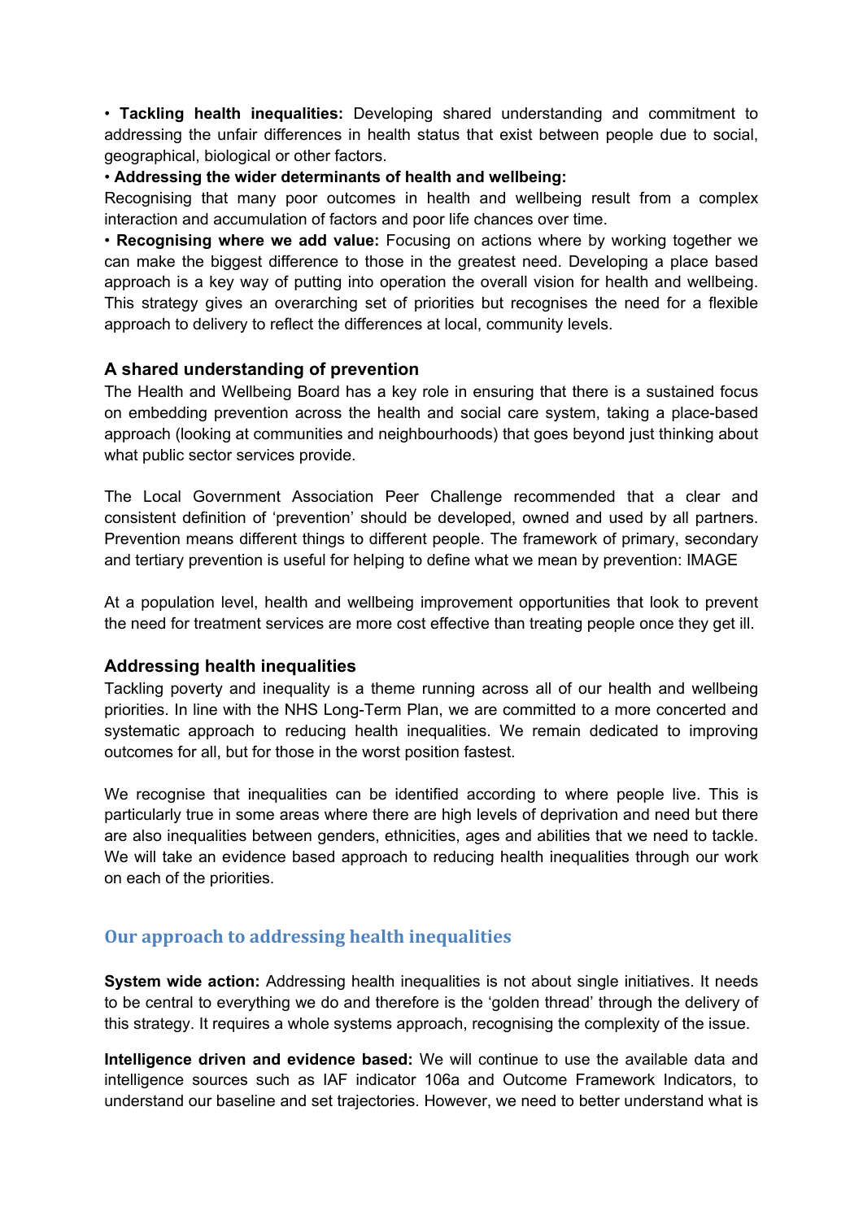• **Tackling health inequalities:** Developing shared understanding and commitment to addressing the unfair differences in health status that exist between people due to social, geographical, biological or other factors.

• **Addressing the wider determinants of health and wellbeing:**
Recognising that many poor outcomes in health and wellbeing result from a complex interaction and accumulation of factors and poor life chances over time.

• **Recognising where we add value:** Focusing on actions where by working together we can make the biggest difference to those in the greatest need. Developing a place based approach is a key way of putting into operation the overall vision for health and wellbeing. This strategy gives an overarching set of priorities but recognises the need for a flexible approach to delivery to reflect the differences at local, community levels.

### A shared understanding of prevention

The Health and Wellbeing Board has a key role in ensuring that there is a sustained focus on embedding prevention across the health and social care system, taking a place-based approach (looking at communities and neighbourhoods) that goes beyond just thinking about what public sector services provide.

The Local Government Association Peer Challenge recommended that a clear and consistent definition of 'prevention' should be developed, owned and used by all partners. Prevention means different things to different people. The framework of primary, secondary and tertiary prevention is useful for helping to define what we mean by prevention: IMAGE

At a population level, health and wellbeing improvement opportunities that look to prevent the need for treatment services are more cost effective than treating people once they get ill.

### Addressing health inequalities

Tackling poverty and inequality is a theme running across all of our health and wellbeing priorities. In line with the NHS Long-Term Plan, we are committed to a more concerted and systematic approach to reducing health inequalities. We remain dedicated to improving outcomes for all, but for those in the worst position fastest.

We recognise that inequalities can be identified according to where people live. This is particularly true in some areas where there are high levels of deprivation and need but there are also inequalities between genders, ethnicities, ages and abilities that we need to tackle. We will take an evidence based approach to reducing health inequalities through our work on each of the priorities.

## Our approach to addressing health inequalities

**System wide action:** Addressing health inequalities is not about single initiatives. It needs to be central to everything we do and therefore is the 'golden thread' through the delivery of this strategy. It requires a whole systems approach, recognising the complexity of the issue.

**Intelligence driven and evidence based:** We will continue to use the available data and intelligence sources such as IAF indicator 106a and Outcome Framework Indicators, to understand our baseline and set trajectories. However, we need to better understand what is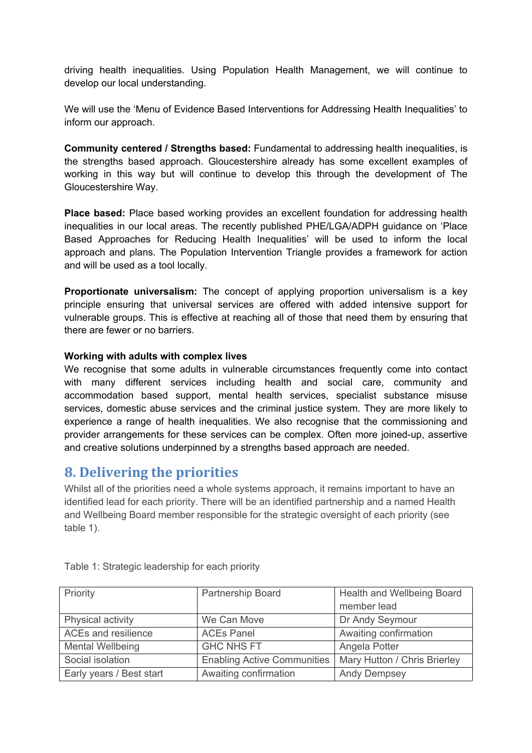driving health inequalities. Using Population Health Management, we will continue to develop our local understanding.

We will use the 'Menu of Evidence Based Interventions for Addressing Health Inequalities' to inform our approach.

**Community centered / Strengths based:** Fundamental to addressing health inequalities, is the strengths based approach. Gloucestershire already has some excellent examples of working in this way but will continue to develop this through the development of The Gloucestershire Way.

**Place based:** Place based working provides an excellent foundation for addressing health inequalities in our local areas. The recently published PHE/LGA/ADPH guidance on 'Place Based Approaches for Reducing Health Inequalities' will be used to inform the local approach and plans. The Population Intervention Triangle provides a framework for action and will be used as a tool locally.

**Proportionate universalism:** The concept of applying proportion universalism is a key principle ensuring that universal services are offered with added intensive support for vulnerable groups. This is effective at reaching all of those that need them by ensuring that there are fewer or no barriers.

**Working with adults with complex lives**

We recognise that some adults in vulnerable circumstances frequently come into contact with many different services including health and social care, community and accommodation based support, mental health services, specialist substance misuse services, domestic abuse services and the criminal justice system. They are more likely to experience a range of health inequalities. We also recognise that the commissioning and provider arrangements for these services can be complex. Often more joined-up, assertive and creative solutions underpinned by a strengths based approach are needed.

## 8. Delivering the priorities

Whilst all of the priorities need a whole systems approach, it remains important to have an identified lead for each priority. There will be an identified partnership and a named Health and Wellbeing Board member responsible for the strategic oversight of each priority (see table 1).

Table 1: Strategic leadership for each priority

| Priority | Partnership Board | Health and Wellbeing Board member lead |
|---|---|---|
| Physical activity | We Can Move | Dr Andy Seymour |
| ACEs and resilience | ACEs Panel | Awaiting confirmation |
| Mental Wellbeing | GHC NHS FT | Angela Potter |
| Social isolation | Enabling Active Communities | Mary Hutton / Chris Brierley |
| Early years / Best start | Awaiting confirmation | Andy Dempsey |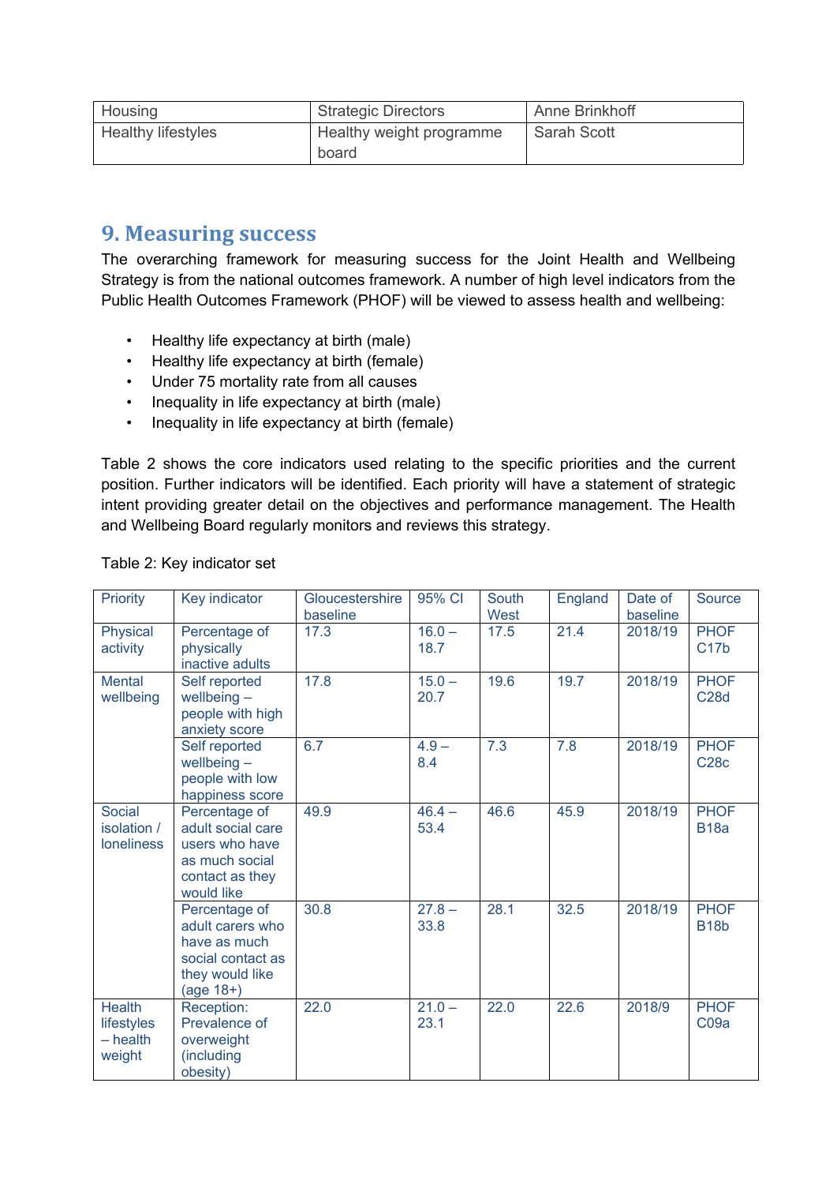| Housing | Strategic Directors | Anne Brinkhoff |
|---|---|---|
| Healthy lifestyles | Healthy weight programme board | Sarah Scott |

## 9. Measuring success

The overarching framework for measuring success for the Joint Health and Wellbeing Strategy is from the national outcomes framework. A number of high level indicators from the Public Health Outcomes Framework (PHOF) will be viewed to assess health and wellbeing:

- Healthy life expectancy at birth (male)
- Healthy life expectancy at birth (female)
- Under 75 mortality rate from all causes
- Inequality in life expectancy at birth (male)
- Inequality in life expectancy at birth (female)

Table 2 shows the core indicators used relating to the specific priorities and the current position. Further indicators will be identified. Each priority will have a statement of strategic intent providing greater detail on the objectives and performance management. The Health and Wellbeing Board regularly monitors and reviews this strategy.

Table 2: Key indicator set

| Priority | Key indicator | Gloucestershire baseline | 95% CI | South West | England | Date of baseline | Source |
|---|---|---|---|---|---|---|---|
| Physical activity | Percentage of physically inactive adults | 17.3 | 16.0 – 18.7 | 17.5 | 21.4 | 2018/19 | PHOF C17b |
| Mental wellbeing | Self reported wellbeing – people with high anxiety score | 17.8 | 15.0 – 20.7 | 19.6 | 19.7 | 2018/19 | PHOF C28d |
| | Self reported wellbeing – people with low happiness score | 6.7 | 4.9 – 8.4 | 7.3 | 7.8 | 2018/19 | PHOF C28c |
| Social isolation / loneliness | Percentage of adult social care users who have as much social contact as they would like | 49.9 | 46.4 – 53.4 | 46.6 | 45.9 | 2018/19 | PHOF B18a |
| | Percentage of adult carers who have as much social contact as they would like (age 18+) | 30.8 | 27.8 – 33.8 | 28.1 | 32.5 | 2018/19 | PHOF B18b |
| Health lifestyles – health weight | Reception: Prevalence of overweight (including obesity) | 22.0 | 21.0 – 23.1 | 22.0 | 22.6 | 2018/9 | PHOF C09a |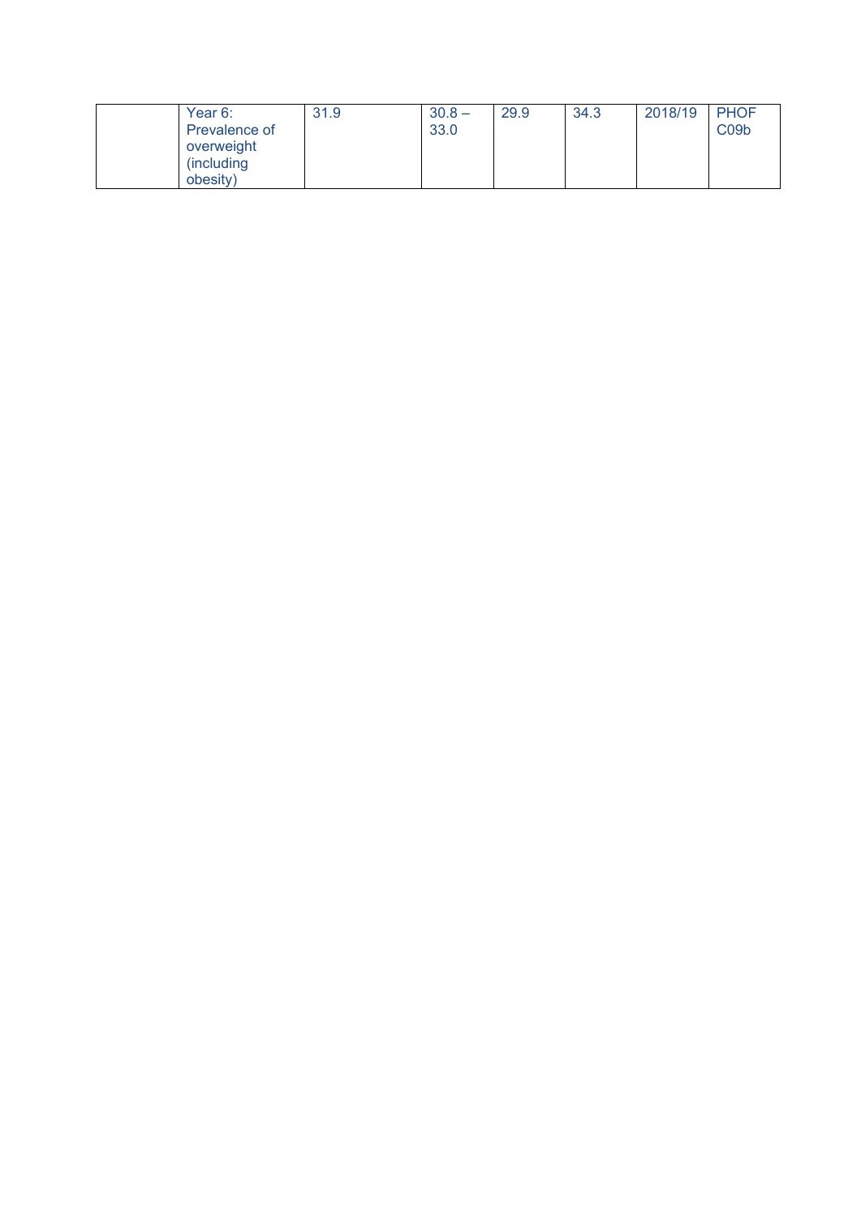| | | | | | | | |
|---|---|---|---|---|---|---|---|
| | Year 6: Prevalence of overweight (including obesity) | 31.9 | 30.8 – 33.0 | 29.9 | 34.3 | 2018/19 | PHOF C09b |